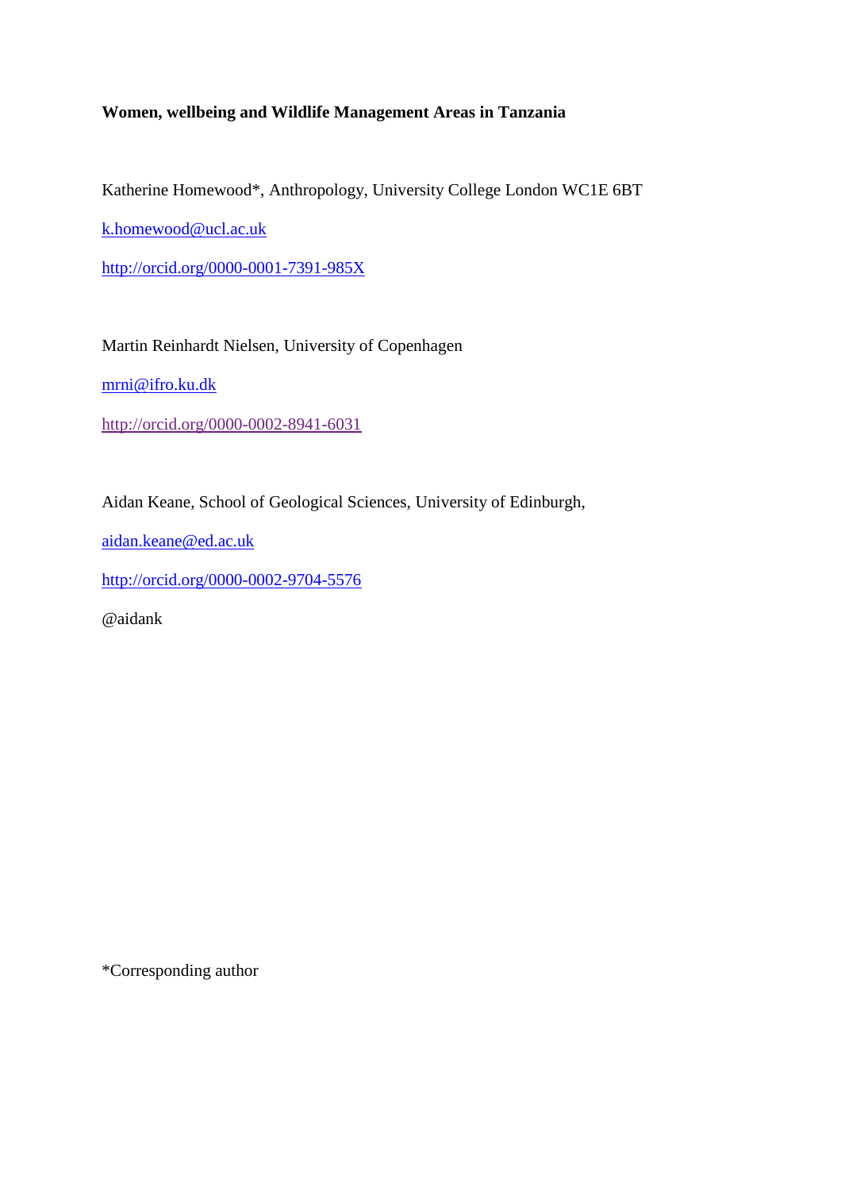**Women, wellbeing and Wildlife Management Areas in Tanzania**

Katherine Homewood*, Anthropology, University College London WC1E 6BT

k.homewood@ucl.ac.uk

http://orcid.org/0000-0001-7391-985X

Martin Reinhardt Nielsen, University of Copenhagen

mrni@ifro.ku.dk

http://orcid.org/0000-0002-8941-6031

Aidan Keane, School of Geological Sciences, University of Edinburgh,

aidan.keane@ed.ac.uk

http://orcid.org/0000-0002-9704-5576

@aidank

*Corresponding author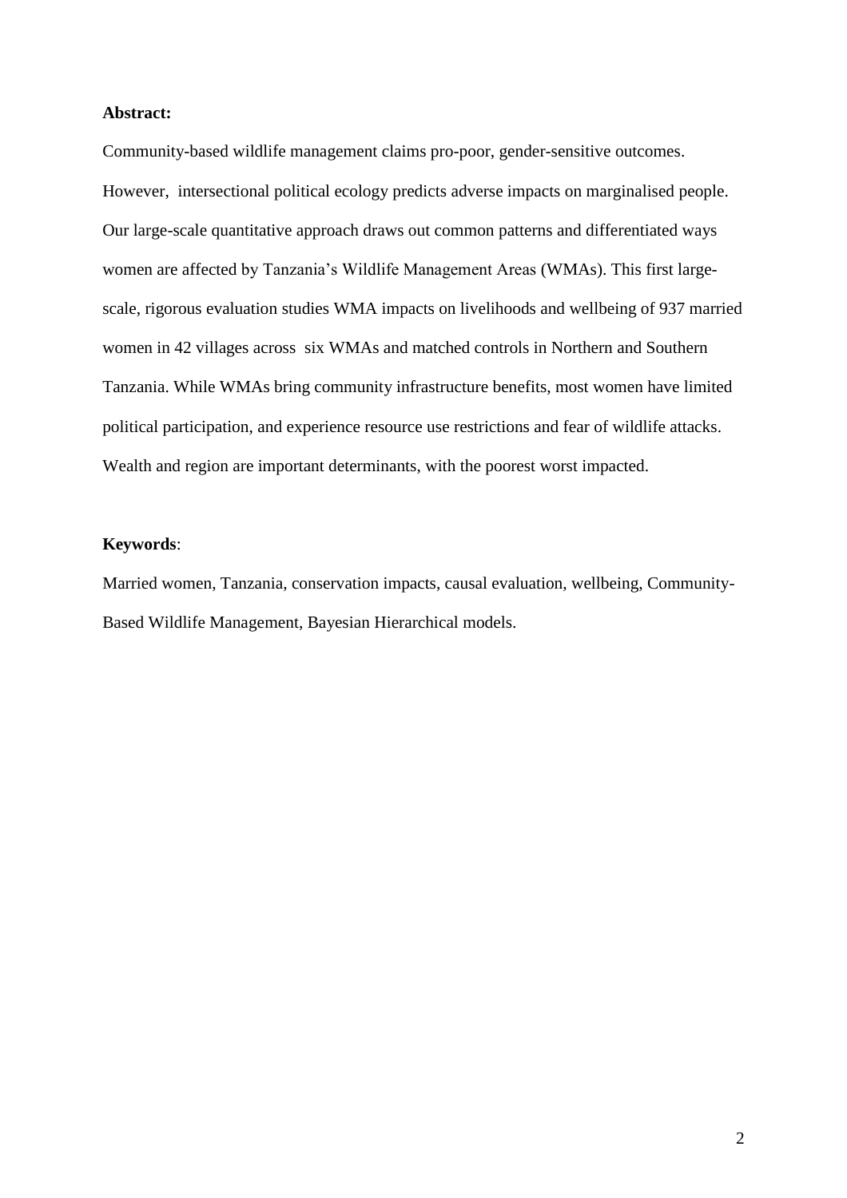**Abstract:**

Community-based wildlife management claims pro-poor, gender-sensitive outcomes. However, intersectional political ecology predicts adverse impacts on marginalised people. Our large-scale quantitative approach draws out common patterns and differentiated ways women are affected by Tanzania's Wildlife Management Areas (WMAs). This first large-scale, rigorous evaluation studies WMA impacts on livelihoods and wellbeing of 937 married women in 42 villages across six WMAs and matched controls in Northern and Southern Tanzania. While WMAs bring community infrastructure benefits, most women have limited political participation, and experience resource use restrictions and fear of wildlife attacks. Wealth and region are important determinants, with the poorest worst impacted.

**Keywords**:

Married women, Tanzania, conservation impacts, causal evaluation, wellbeing, Community-Based Wildlife Management, Bayesian Hierarchical models.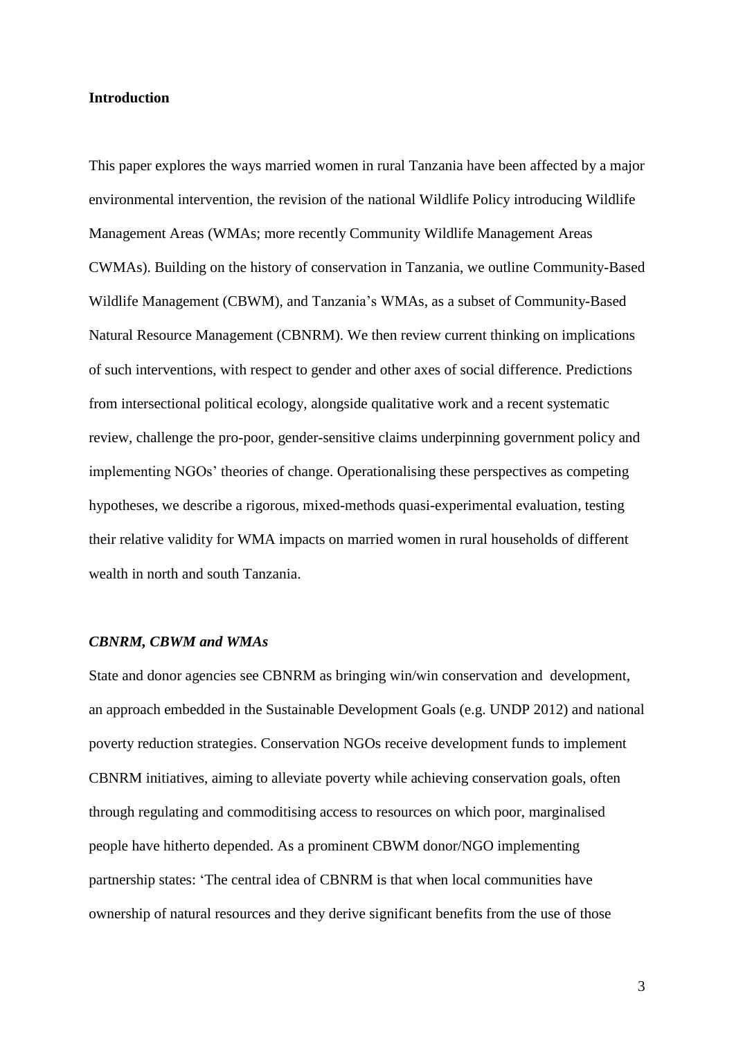## Introduction

This paper explores the ways married women in rural Tanzania have been affected by a major environmental intervention, the revision of the national Wildlife Policy introducing Wildlife Management Areas (WMAs; more recently Community Wildlife Management Areas CWMAs). Building on the history of conservation in Tanzania, we outline Community-Based Wildlife Management (CBWM), and Tanzania's WMAs, as a subset of Community-Based Natural Resource Management (CBNRM). We then review current thinking on implications of such interventions, with respect to gender and other axes of social difference. Predictions from intersectional political ecology, alongside qualitative work and a recent systematic review, challenge the pro-poor, gender-sensitive claims underpinning government policy and implementing NGOs' theories of change. Operationalising these perspectives as competing hypotheses, we describe a rigorous, mixed-methods quasi-experimental evaluation, testing their relative validity for WMA impacts on married women in rural households of different wealth in north and south Tanzania.

### *CBNRM, CBWM and WMAs*

State and donor agencies see CBNRM as bringing win/win conservation and development, an approach embedded in the Sustainable Development Goals (e.g. UNDP 2012) and national poverty reduction strategies. Conservation NGOs receive development funds to implement CBNRM initiatives, aiming to alleviate poverty while achieving conservation goals, often through regulating and commoditising access to resources on which poor, marginalised people have hitherto depended. As a prominent CBWM donor/NGO implementing partnership states: 'The central idea of CBNRM is that when local communities have ownership of natural resources and they derive significant benefits from the use of those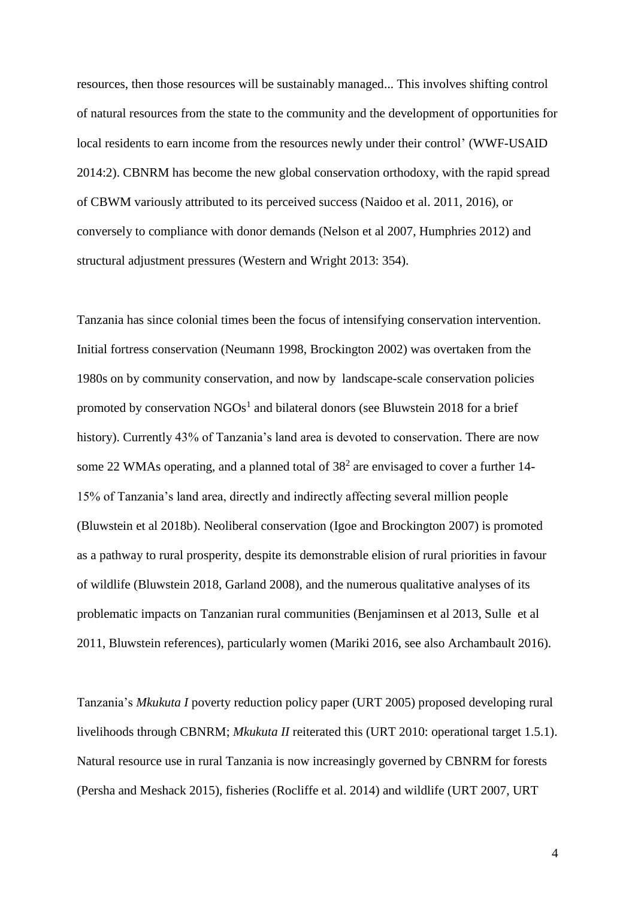resources, then those resources will be sustainably managed... This involves shifting control of natural resources from the state to the community and the development of opportunities for local residents to earn income from the resources newly under their control' (WWF-USAID 2014:2). CBNRM has become the new global conservation orthodoxy, with the rapid spread of CBWM variously attributed to its perceived success (Naidoo et al. 2011, 2016), or conversely to compliance with donor demands (Nelson et al 2007, Humphries 2012) and structural adjustment pressures (Western and Wright 2013: 354).

Tanzania has since colonial times been the focus of intensifying conservation intervention. Initial fortress conservation (Neumann 1998, Brockington 2002) was overtaken from the 1980s on by community conservation, and now by landscape-scale conservation policies promoted by conservation NGOs[1] and bilateral donors (see Bluwstein 2018 for a brief history). Currently 43% of Tanzania's land area is devoted to conservation. There are now some 22 WMAs operating, and a planned total of 38[2] are envisaged to cover a further 14-15% of Tanzania's land area, directly and indirectly affecting several million people (Bluwstein et al 2018b). Neoliberal conservation (Igoe and Brockington 2007) is promoted as a pathway to rural prosperity, despite its demonstrable elision of rural priorities in favour of wildlife (Bluwstein 2018, Garland 2008), and the numerous qualitative analyses of its problematic impacts on Tanzanian rural communities (Benjaminsen et al 2013, Sulle et al 2011, Bluwstein references), particularly women (Mariki 2016, see also Archambault 2016).

Tanzania's *Mkukuta I* poverty reduction policy paper (URT 2005) proposed developing rural livelihoods through CBNRM; *Mkukuta II* reiterated this (URT 2010: operational target 1.5.1). Natural resource use in rural Tanzania is now increasingly governed by CBNRM for forests (Persha and Meshack 2015), fisheries (Rocliffe et al. 2014) and wildlife (URT 2007, URT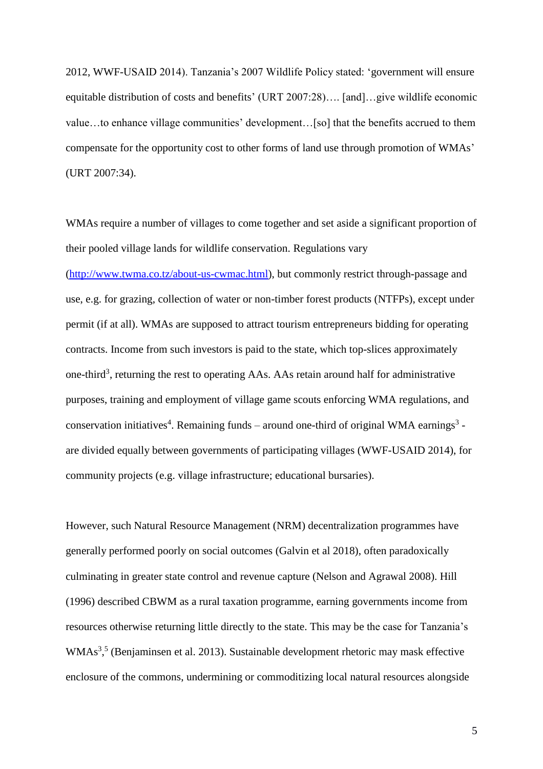2012, WWF-USAID 2014). Tanzania's 2007 Wildlife Policy stated: 'government will ensure equitable distribution of costs and benefits' (URT 2007:28)…. [and]…give wildlife economic value…to enhance village communities' development…[so] that the benefits accrued to them compensate for the opportunity cost to other forms of land use through promotion of WMAs' (URT 2007:34).

WMAs require a number of villages to come together and set aside a significant proportion of their pooled village lands for wildlife conservation. Regulations vary (http://www.twma.co.tz/about-us-cwmac.html), but commonly restrict through-passage and use, e.g. for grazing, collection of water or non-timber forest products (NTFPs), except under permit (if at all). WMAs are supposed to attract tourism entrepreneurs bidding for operating contracts. Income from such investors is paid to the state, which top-slices approximately one-third[3], returning the rest to operating AAs. AAs retain around half for administrative purposes, training and employment of village game scouts enforcing WMA regulations, and conservation initiatives[4]. Remaining funds – around one-third of original WMA earnings[3] - are divided equally between governments of participating villages (WWF-USAID 2014), for community projects (e.g. village infrastructure; educational bursaries).

However, such Natural Resource Management (NRM) decentralization programmes have generally performed poorly on social outcomes (Galvin et al 2018), often paradoxically culminating in greater state control and revenue capture (Nelson and Agrawal 2008). Hill (1996) described CBWM as a rural taxation programme, earning governments income from resources otherwise returning little directly to the state. This may be the case for Tanzania's WMAs[3,5] (Benjaminsen et al. 2013). Sustainable development rhetoric may mask effective enclosure of the commons, undermining or commoditizing local natural resources alongside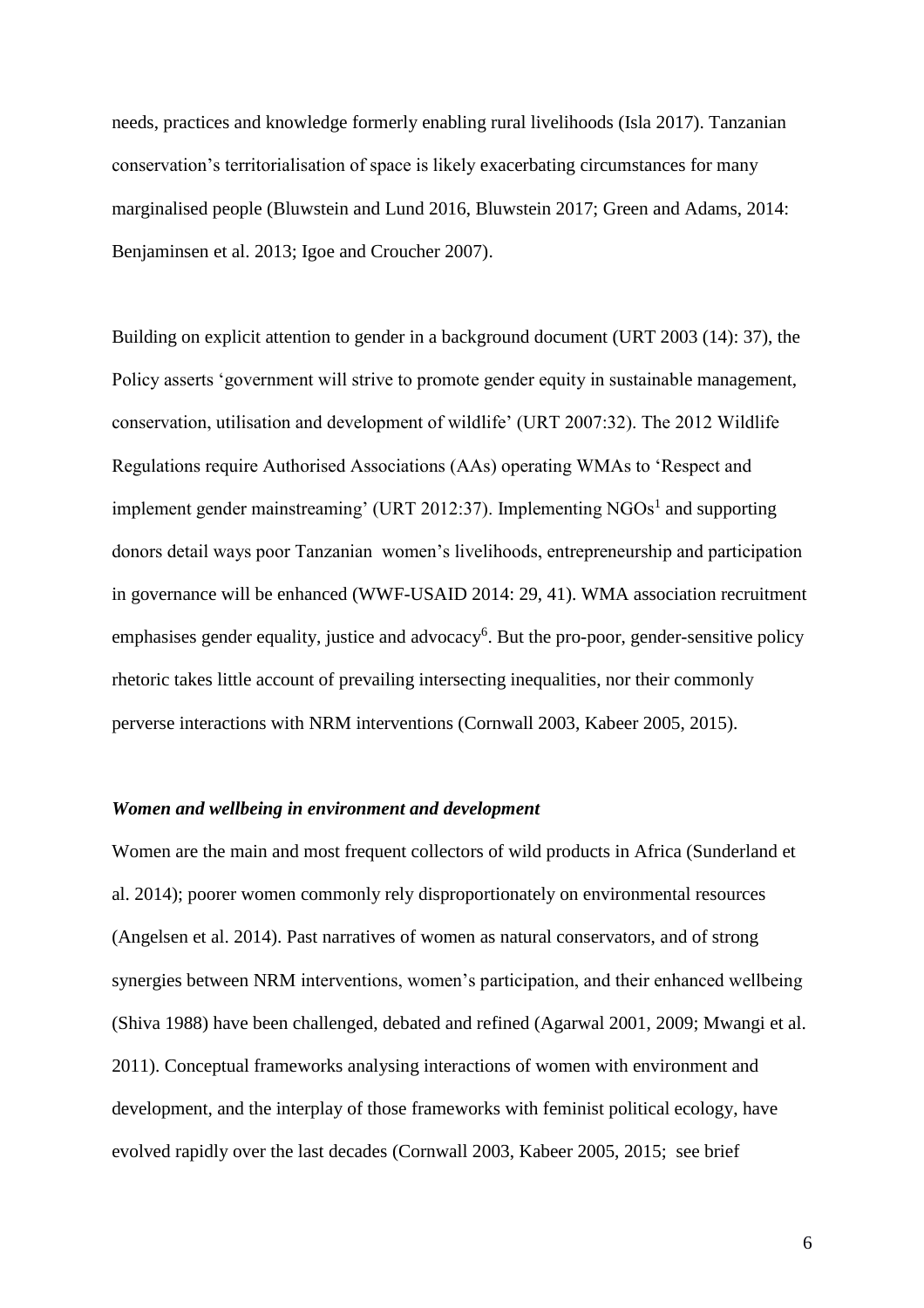needs, practices and knowledge formerly enabling rural livelihoods (Isla 2017). Tanzanian conservation's territorialisation of space is likely exacerbating circumstances for many marginalised people (Bluwstein and Lund 2016, Bluwstein 2017; Green and Adams, 2014: Benjaminsen et al. 2013; Igoe and Croucher 2007).

Building on explicit attention to gender in a background document (URT 2003 (14): 37), the Policy asserts 'government will strive to promote gender equity in sustainable management, conservation, utilisation and development of wildlife' (URT 2007:32). The 2012 Wildlife Regulations require Authorised Associations (AAs) operating WMAs to 'Respect and implement gender mainstreaming' (URT 2012:37). Implementing NGOs[1] and supporting donors detail ways poor Tanzanian women's livelihoods, entrepreneurship and participation in governance will be enhanced (WWF-USAID 2014: 29, 41). WMA association recruitment emphasises gender equality, justice and advocacy[6]. But the pro-poor, gender-sensitive policy rhetoric takes little account of prevailing intersecting inequalities, nor their commonly perverse interactions with NRM interventions (Cornwall 2003, Kabeer 2005, 2015).

***Women and wellbeing in environment and development***

Women are the main and most frequent collectors of wild products in Africa (Sunderland et al. 2014); poorer women commonly rely disproportionately on environmental resources (Angelsen et al. 2014). Past narratives of women as natural conservators, and of strong synergies between NRM interventions, women's participation, and their enhanced wellbeing (Shiva 1988) have been challenged, debated and refined (Agarwal 2001, 2009; Mwangi et al. 2011). Conceptual frameworks analysing interactions of women with environment and development, and the interplay of those frameworks with feminist political ecology, have evolved rapidly over the last decades (Cornwall 2003, Kabeer 2005, 2015; see brief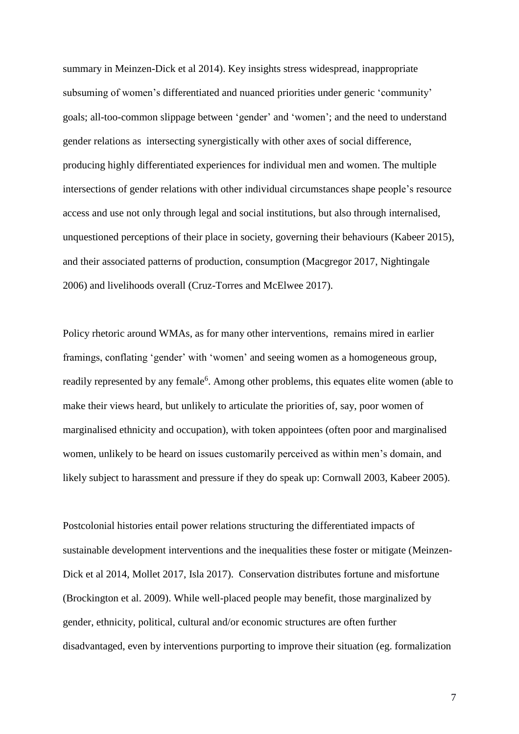summary in Meinzen-Dick et al 2014). Key insights stress widespread, inappropriate subsuming of women's differentiated and nuanced priorities under generic 'community' goals; all-too-common slippage between 'gender' and 'women'; and the need to understand gender relations as intersecting synergistically with other axes of social difference, producing highly differentiated experiences for individual men and women. The multiple intersections of gender relations with other individual circumstances shape people's resource access and use not only through legal and social institutions, but also through internalised, unquestioned perceptions of their place in society, governing their behaviours (Kabeer 2015), and their associated patterns of production, consumption (Macgregor 2017, Nightingale 2006) and livelihoods overall (Cruz-Torres and McElwee 2017).

Policy rhetoric around WMAs, as for many other interventions, remains mired in earlier framings, conflating 'gender' with 'women' and seeing women as a homogeneous group, readily represented by any female[6]. Among other problems, this equates elite women (able to make their views heard, but unlikely to articulate the priorities of, say, poor women of marginalised ethnicity and occupation), with token appointees (often poor and marginalised women, unlikely to be heard on issues customarily perceived as within men's domain, and likely subject to harassment and pressure if they do speak up: Cornwall 2003, Kabeer 2005).

Postcolonial histories entail power relations structuring the differentiated impacts of sustainable development interventions and the inequalities these foster or mitigate (Meinzen-Dick et al 2014, Mollet 2017, Isla 2017). Conservation distributes fortune and misfortune (Brockington et al. 2009). While well-placed people may benefit, those marginalized by gender, ethnicity, political, cultural and/or economic structures are often further disadvantaged, even by interventions purporting to improve their situation (eg. formalization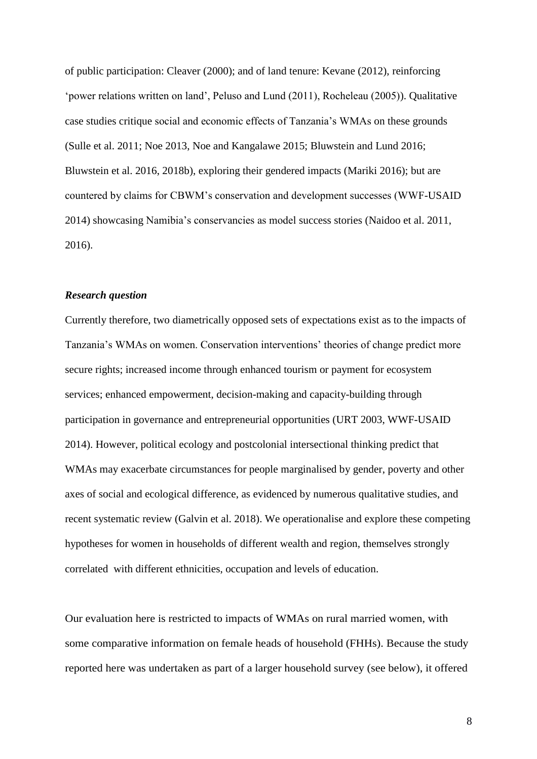of public participation: Cleaver (2000); and of land tenure: Kevane (2012), reinforcing 'power relations written on land', Peluso and Lund (2011), Rocheleau (2005)). Qualitative case studies critique social and economic effects of Tanzania's WMAs on these grounds (Sulle et al. 2011; Noe 2013, Noe and Kangalawe 2015; Bluwstein and Lund 2016; Bluwstein et al. 2016, 2018b), exploring their gendered impacts (Mariki 2016); but are countered by claims for CBWM's conservation and development successes (WWF-USAID 2014) showcasing Namibia's conservancies as model success stories (Naidoo et al. 2011, 2016).

### *Research question*

Currently therefore, two diametrically opposed sets of expectations exist as to the impacts of Tanzania's WMAs on women. Conservation interventions' theories of change predict more secure rights; increased income through enhanced tourism or payment for ecosystem services; enhanced empowerment, decision-making and capacity-building through participation in governance and entrepreneurial opportunities (URT 2003, WWF-USAID 2014). However, political ecology and postcolonial intersectional thinking predict that WMAs may exacerbate circumstances for people marginalised by gender, poverty and other axes of social and ecological difference, as evidenced by numerous qualitative studies, and recent systematic review (Galvin et al. 2018). We operationalise and explore these competing hypotheses for women in households of different wealth and region, themselves strongly correlated with different ethnicities, occupation and levels of education.

Our evaluation here is restricted to impacts of WMAs on rural married women, with some comparative information on female heads of household (FHHs). Because the study reported here was undertaken as part of a larger household survey (see below), it offered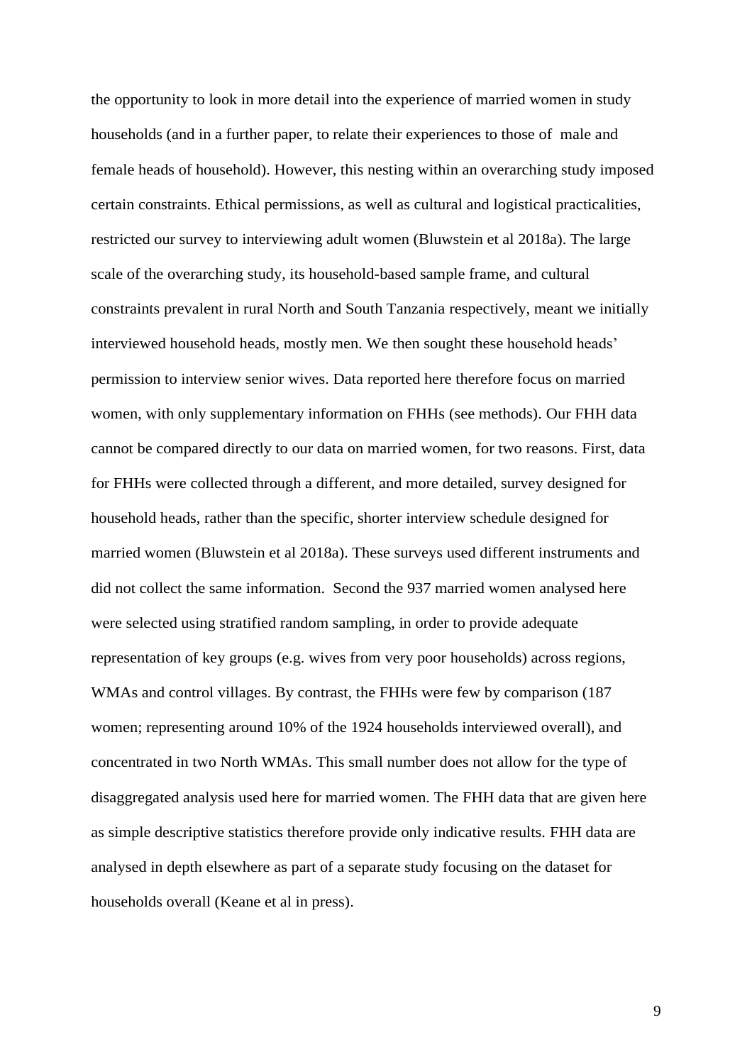the opportunity to look in more detail into the experience of married women in study households (and in a further paper, to relate their experiences to those of male and female heads of household). However, this nesting within an overarching study imposed certain constraints. Ethical permissions, as well as cultural and logistical practicalities, restricted our survey to interviewing adult women (Bluwstein et al 2018a). The large scale of the overarching study, its household-based sample frame, and cultural constraints prevalent in rural North and South Tanzania respectively, meant we initially interviewed household heads, mostly men. We then sought these household heads' permission to interview senior wives. Data reported here therefore focus on married women, with only supplementary information on FHHs (see methods). Our FHH data cannot be compared directly to our data on married women, for two reasons. First, data for FHHs were collected through a different, and more detailed, survey designed for household heads, rather than the specific, shorter interview schedule designed for married women (Bluwstein et al 2018a). These surveys used different instruments and did not collect the same information. Second the 937 married women analysed here were selected using stratified random sampling, in order to provide adequate representation of key groups (e.g. wives from very poor households) across regions, WMAs and control villages. By contrast, the FHHs were few by comparison (187 women; representing around 10% of the 1924 households interviewed overall), and concentrated in two North WMAs. This small number does not allow for the type of disaggregated analysis used here for married women. The FHH data that are given here as simple descriptive statistics therefore provide only indicative results. FHH data are analysed in depth elsewhere as part of a separate study focusing on the dataset for households overall (Keane et al in press).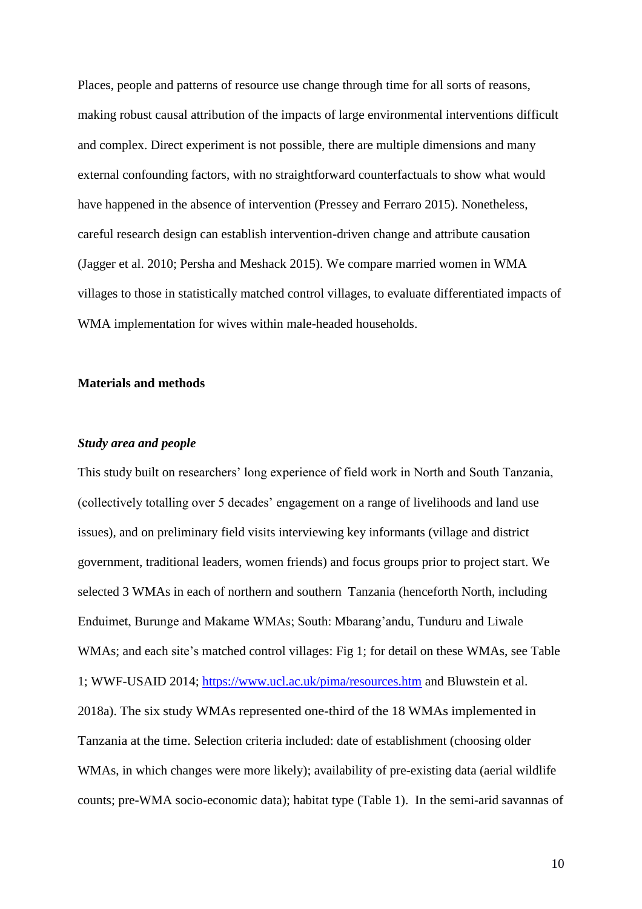Places, people and patterns of resource use change through time for all sorts of reasons, making robust causal attribution of the impacts of large environmental interventions difficult and complex. Direct experiment is not possible, there are multiple dimensions and many external confounding factors, with no straightforward counterfactuals to show what would have happened in the absence of intervention (Pressey and Ferraro 2015). Nonetheless, careful research design can establish intervention-driven change and attribute causation (Jagger et al. 2010; Persha and Meshack 2015). We compare married women in WMA villages to those in statistically matched control villages, to evaluate differentiated impacts of WMA implementation for wives within male-headed households.

## Materials and methods

### *Study area and people*

This study built on researchers' long experience of field work in North and South Tanzania, (collectively totalling over 5 decades' engagement on a range of livelihoods and land use issues), and on preliminary field visits interviewing key informants (village and district government, traditional leaders, women friends) and focus groups prior to project start. We selected 3 WMAs in each of northern and southern Tanzania (henceforth North, including Enduimet, Burunge and Makame WMAs; South: Mbarang'andu, Tunduru and Liwale WMAs; and each site's matched control villages: Fig 1; for detail on these WMAs, see Table 1; WWF-USAID 2014; [https://www.ucl.ac.uk/pima/resources.htm](https://www.ucl.ac.uk/pima/resources.htm) and Bluwstein et al. 2018a). The six study WMAs represented one-third of the 18 WMAs implemented in Tanzania at the time. Selection criteria included: date of establishment (choosing older WMAs, in which changes were more likely); availability of pre-existing data (aerial wildlife counts; pre-WMA socio-economic data); habitat type (Table 1). In the semi-arid savannas of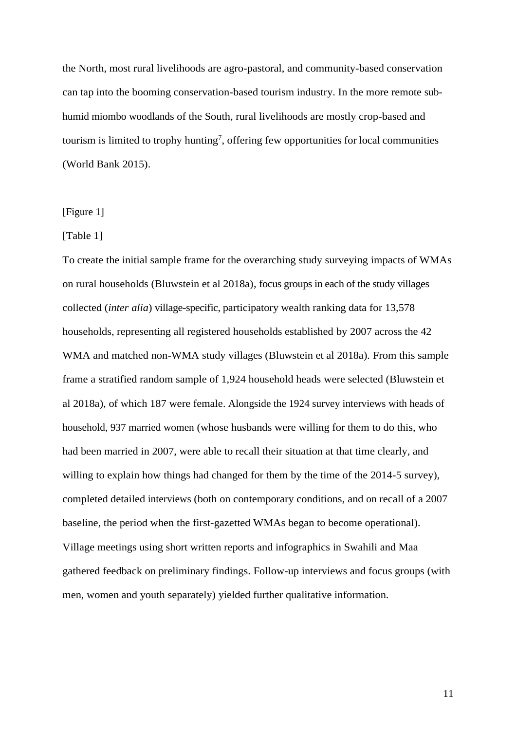the North, most rural livelihoods are agro-pastoral, and community-based conservation can tap into the booming conservation-based tourism industry. In the more remote sub-humid miombo woodlands of the South, rural livelihoods are mostly crop-based and tourism is limited to trophy hunting[7], offering few opportunities for local communities (World Bank 2015).

[Figure 1]

[Table 1]

To create the initial sample frame for the overarching study surveying impacts of WMAs on rural households (Bluwstein et al 2018a), focus groups in each of the study villages collected (*inter alia*) village-specific, participatory wealth ranking data for 13,578 households, representing all registered households established by 2007 across the 42 WMA and matched non-WMA study villages (Bluwstein et al 2018a). From this sample frame a stratified random sample of 1,924 household heads were selected (Bluwstein et al 2018a), of which 187 were female. Alongside the 1924 survey interviews with heads of household, 937 married women (whose husbands were willing for them to do this, who had been married in 2007, were able to recall their situation at that time clearly, and willing to explain how things had changed for them by the time of the 2014-5 survey), completed detailed interviews (both on contemporary conditions, and on recall of a 2007 baseline, the period when the first-gazetted WMAs began to become operational). Village meetings using short written reports and infographics in Swahili and Maa gathered feedback on preliminary findings. Follow-up interviews and focus groups (with men, women and youth separately) yielded further qualitative information.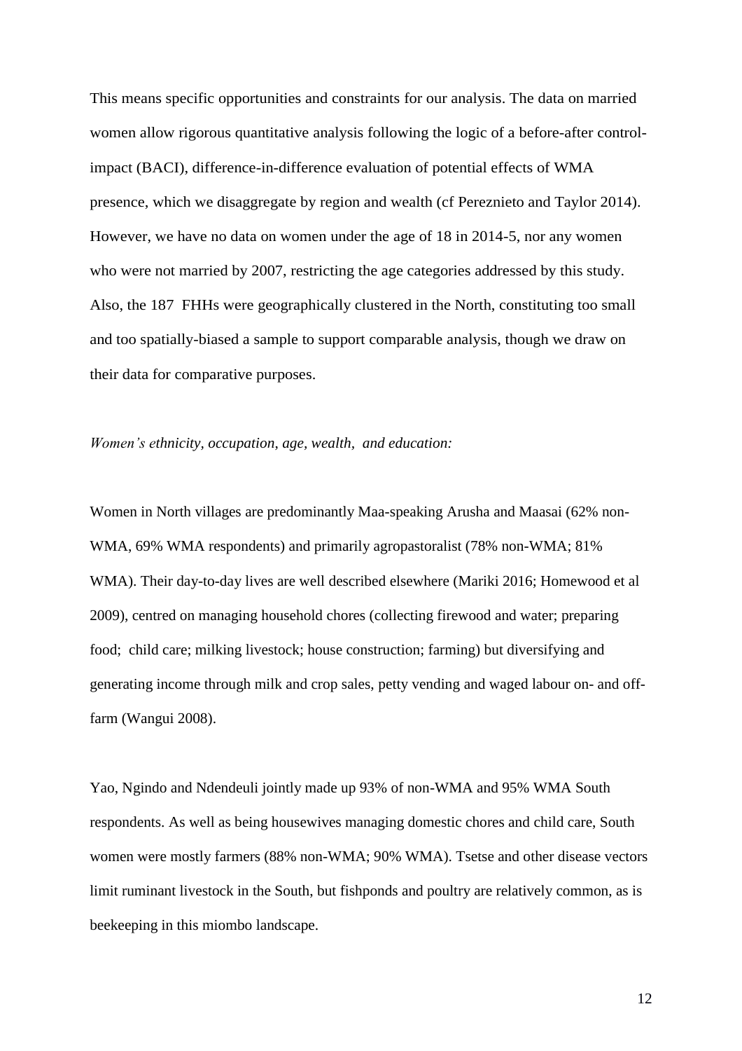This means specific opportunities and constraints for our analysis. The data on married women allow rigorous quantitative analysis following the logic of a before-after control-impact (BACI), difference-in-difference evaluation of potential effects of WMA presence, which we disaggregate by region and wealth (cf Pereznieto and Taylor 2014). However, we have no data on women under the age of 18 in 2014-5, nor any women who were not married by 2007, restricting the age categories addressed by this study. Also, the 187 FHHs were geographically clustered in the North, constituting too small and too spatially-biased a sample to support comparable analysis, though we draw on their data for comparative purposes.

*Women's ethnicity, occupation, age, wealth, and education:*

Women in North villages are predominantly Maa-speaking Arusha and Maasai (62% non-WMA, 69% WMA respondents) and primarily agropastoralist (78% non-WMA; 81% WMA). Their day-to-day lives are well described elsewhere (Mariki 2016; Homewood et al 2009), centred on managing household chores (collecting firewood and water; preparing food; child care; milking livestock; house construction; farming) but diversifying and generating income through milk and crop sales, petty vending and waged labour on- and off-farm (Wangui 2008).

Yao, Ngindo and Ndendeuli jointly made up 93% of non-WMA and 95% WMA South respondents. As well as being housewives managing domestic chores and child care, South women were mostly farmers (88% non-WMA; 90% WMA). Tsetse and other disease vectors limit ruminant livestock in the South, but fishponds and poultry are relatively common, as is beekeeping in this miombo landscape.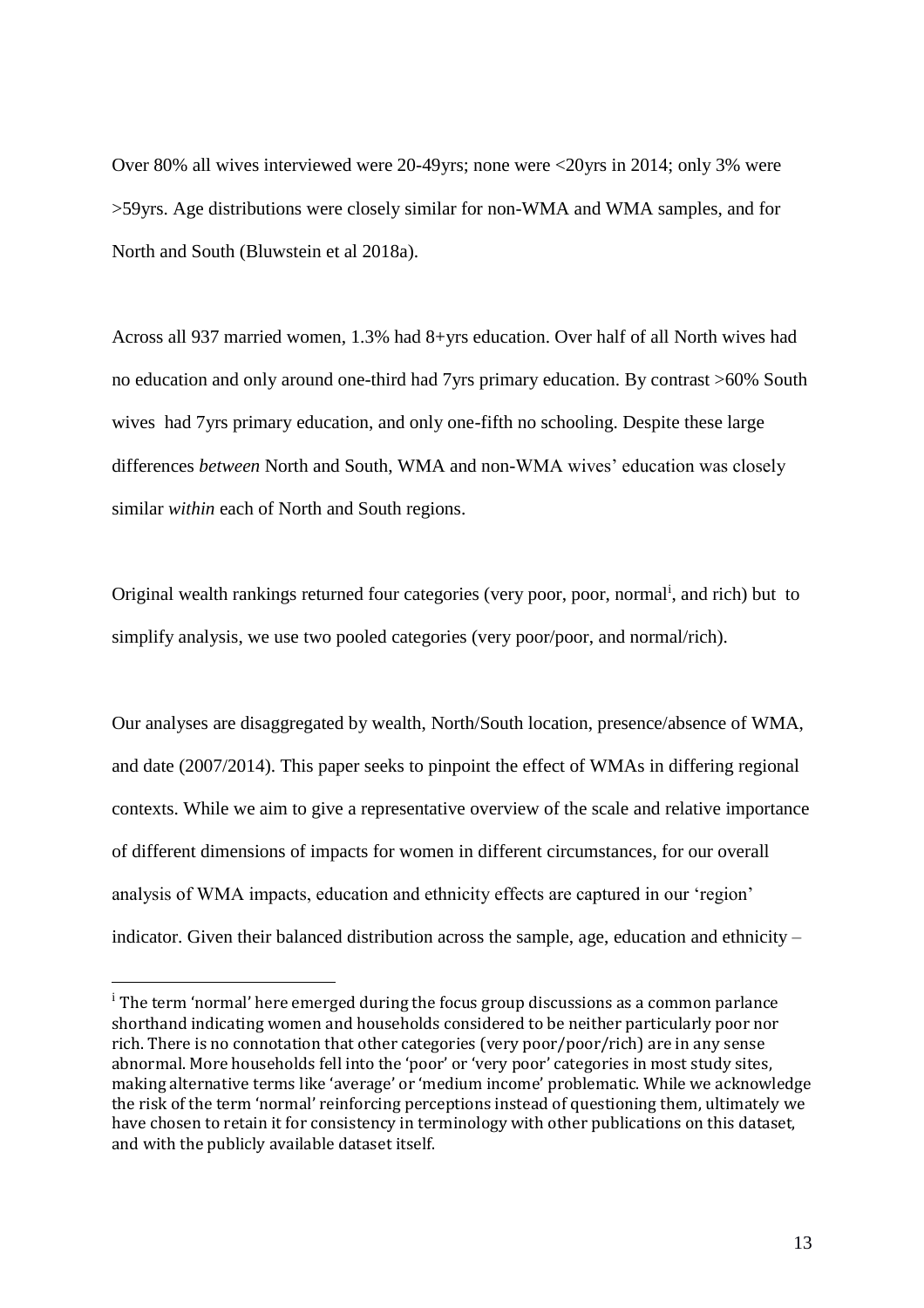Over 80% all wives interviewed were 20-49yrs; none were <20yrs in 2014; only 3% were >59yrs. Age distributions were closely similar for non-WMA and WMA samples, and for North and South (Bluwstein et al 2018a).

Across all 937 married women, 1.3% had 8+yrs education. Over half of all North wives had no education and only around one-third had 7yrs primary education. By contrast >60% South wives had 7yrs primary education, and only one-fifth no schooling. Despite these large differences *between* North and South, WMA and non-WMA wives' education was closely similar *within* each of North and South regions.

Original wealth rankings returned four categories (very poor, poor, normal[i], and rich) but to simplify analysis, we use two pooled categories (very poor/poor, and normal/rich).

Our analyses are disaggregated by wealth, North/South location, presence/absence of WMA, and date (2007/2014). This paper seeks to pinpoint the effect of WMAs in differing regional contexts. While we aim to give a representative overview of the scale and relative importance of different dimensions of impacts for women in different circumstances, for our overall analysis of WMA impacts, education and ethnicity effects are captured in our 'region' indicator. Given their balanced distribution across the sample, age, education and ethnicity –

[i] The term 'normal' here emerged during the focus group discussions as a common parlance shorthand indicating women and households considered to be neither particularly poor nor rich. There is no connotation that other categories (very poor/poor/rich) are in any sense abnormal. More households fell into the 'poor' or 'very poor' categories in most study sites, making alternative terms like 'average' or 'medium income' problematic. While we acknowledge the risk of the term 'normal' reinforcing perceptions instead of questioning them, ultimately we have chosen to retain it for consistency in terminology with other publications on this dataset, and with the publicly available dataset itself.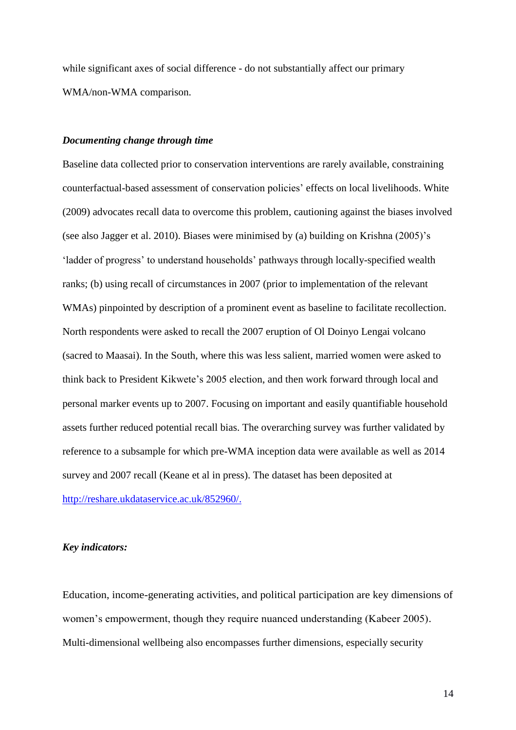while significant axes of social difference - do not substantially affect our primary WMA/non-WMA comparison.

### ***Documenting change through time***

Baseline data collected prior to conservation interventions are rarely available, constraining counterfactual-based assessment of conservation policies' effects on local livelihoods. White (2009) advocates recall data to overcome this problem, cautioning against the biases involved (see also Jagger et al. 2010). Biases were minimised by (a) building on Krishna (2005)'s 'ladder of progress' to understand households' pathways through locally-specified wealth ranks; (b) using recall of circumstances in 2007 (prior to implementation of the relevant WMAs) pinpointed by description of a prominent event as baseline to facilitate recollection. North respondents were asked to recall the 2007 eruption of Ol Doinyo Lengai volcano (sacred to Maasai). In the South, where this was less salient, married women were asked to think back to President Kikwete's 2005 election, and then work forward through local and personal marker events up to 2007. Focusing on important and easily quantifiable household assets further reduced potential recall bias. The overarching survey was further validated by reference to a subsample for which pre-WMA inception data were available as well as 2014 survey and 2007 recall (Keane et al in press). The dataset has been deposited at [http://reshare.ukdataservice.ac.uk/852960/.](http://reshare.ukdataservice.ac.uk/852960/)

### ***Key indicators:***

Education, income-generating activities, and political participation are key dimensions of women's empowerment, though they require nuanced understanding (Kabeer 2005). Multi-dimensional wellbeing also encompasses further dimensions, especially security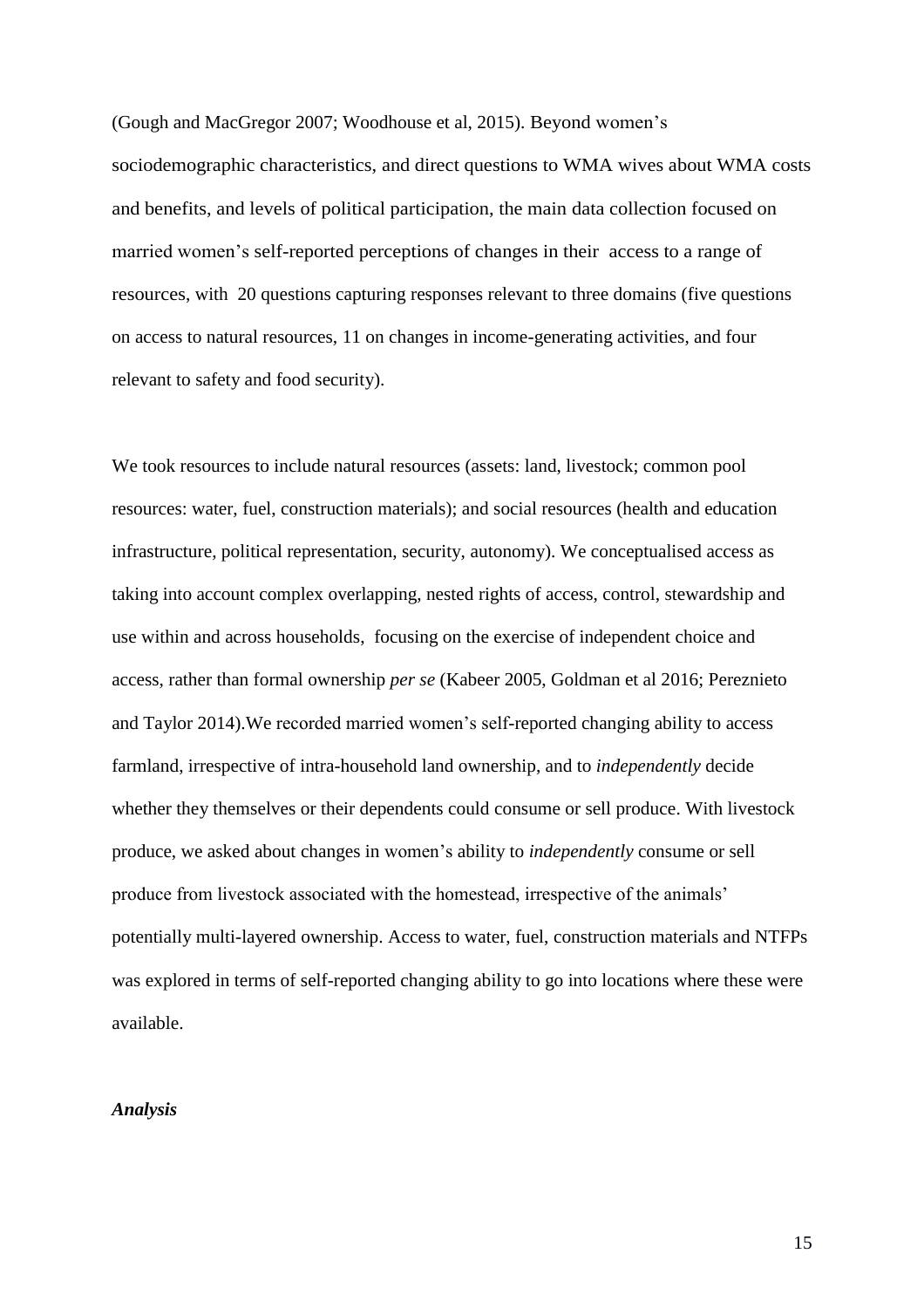(Gough and MacGregor 2007; Woodhouse et al, 2015). Beyond women's sociodemographic characteristics, and direct questions to WMA wives about WMA costs and benefits, and levels of political participation, the main data collection focused on married women's self-reported perceptions of changes in their access to a range of resources, with 20 questions capturing responses relevant to three domains (five questions on access to natural resources, 11 on changes in income-generating activities, and four relevant to safety and food security).

We took resources to include natural resources (assets: land, livestock; common pool resources: water, fuel, construction materials); and social resources (health and education infrastructure, political representation, security, autonomy). We conceptualised access as taking into account complex overlapping, nested rights of access, control, stewardship and use within and across households, focusing on the exercise of independent choice and access, rather than formal ownership *per se* (Kabeer 2005, Goldman et al 2016; Pereznieto and Taylor 2014).We recorded married women's self-reported changing ability to access farmland, irrespective of intra-household land ownership, and to *independently* decide whether they themselves or their dependents could consume or sell produce. With livestock produce, we asked about changes in women's ability to *independently* consume or sell produce from livestock associated with the homestead, irrespective of the animals' potentially multi-layered ownership. Access to water, fuel, construction materials and NTFPs was explored in terms of self-reported changing ability to go into locations where these were available.

### *Analysis*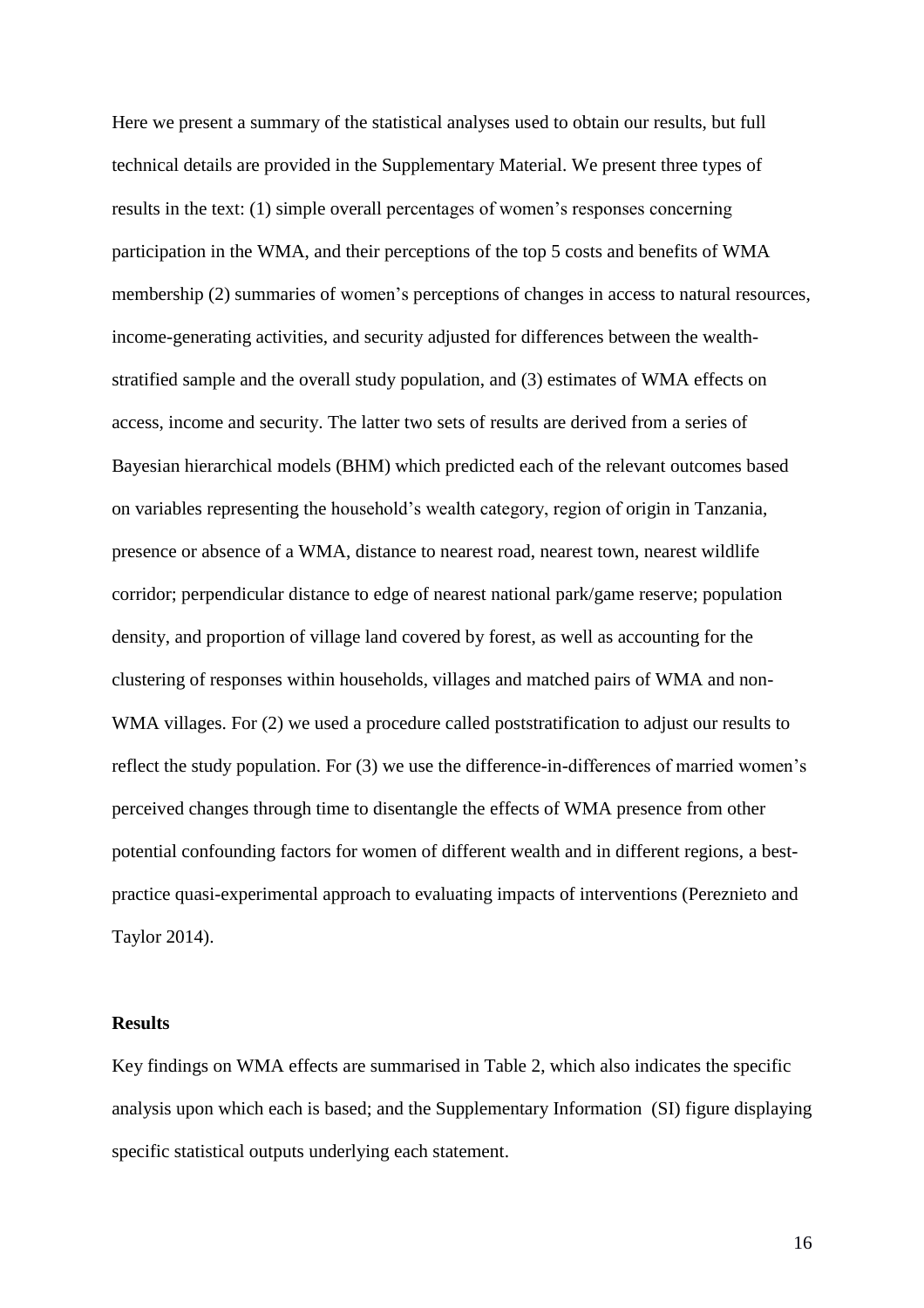Here we present a summary of the statistical analyses used to obtain our results, but full technical details are provided in the Supplementary Material. We present three types of results in the text: (1) simple overall percentages of women's responses concerning participation in the WMA, and their perceptions of the top 5 costs and benefits of WMA membership (2) summaries of women's perceptions of changes in access to natural resources, income-generating activities, and security adjusted for differences between the wealth-stratified sample and the overall study population, and (3) estimates of WMA effects on access, income and security. The latter two sets of results are derived from a series of Bayesian hierarchical models (BHM) which predicted each of the relevant outcomes based on variables representing the household's wealth category, region of origin in Tanzania, presence or absence of a WMA, distance to nearest road, nearest town, nearest wildlife corridor; perpendicular distance to edge of nearest national park/game reserve; population density, and proportion of village land covered by forest, as well as accounting for the clustering of responses within households, villages and matched pairs of WMA and non-WMA villages. For (2) we used a procedure called poststratification to adjust our results to reflect the study population. For (3) we use the difference-in-differences of married women's perceived changes through time to disentangle the effects of WMA presence from other potential confounding factors for women of different wealth and in different regions, a best-practice quasi-experimental approach to evaluating impacts of interventions (Pereznieto and Taylor 2014).

## Results

Key findings on WMA effects are summarised in Table 2, which also indicates the specific analysis upon which each is based; and the Supplementary Information (SI) figure displaying specific statistical outputs underlying each statement.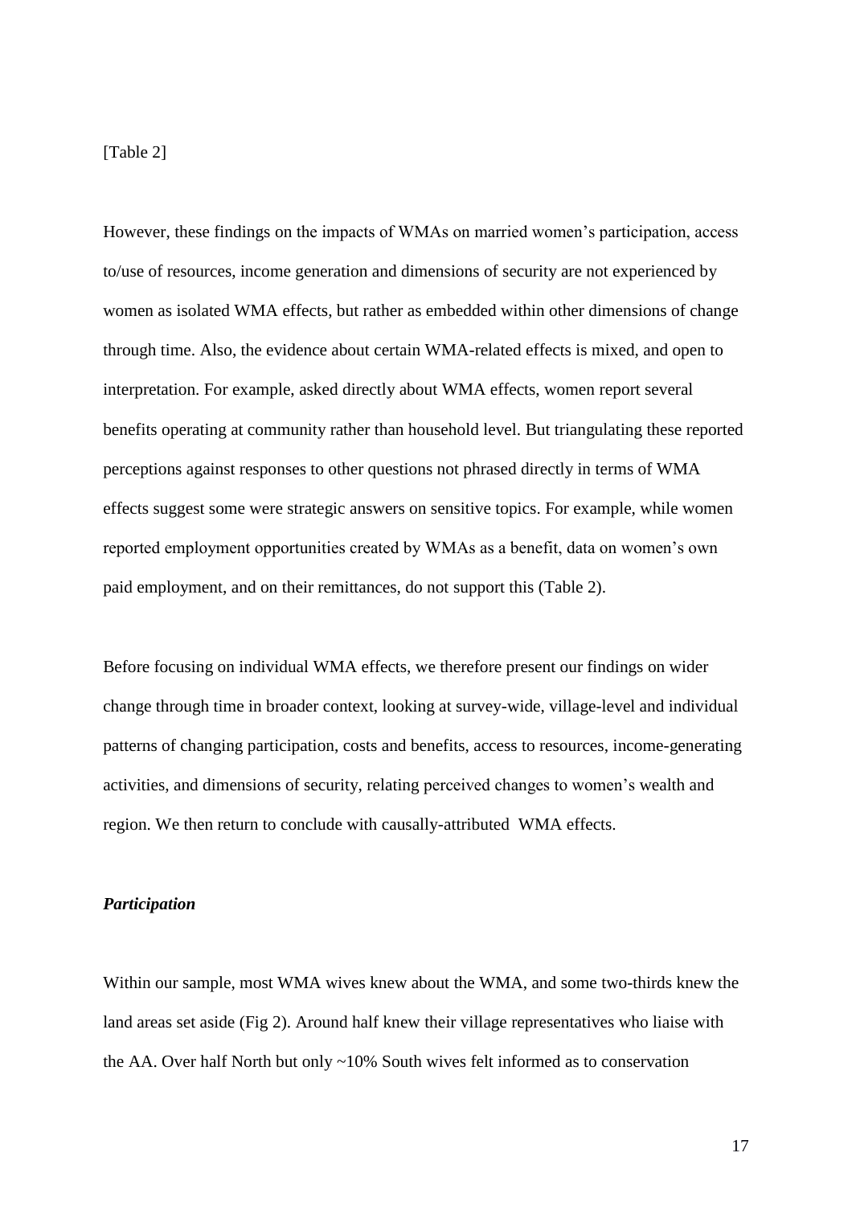[Table 2]

However, these findings on the impacts of WMAs on married women's participation, access to/use of resources, income generation and dimensions of security are not experienced by women as isolated WMA effects, but rather as embedded within other dimensions of change through time. Also, the evidence about certain WMA-related effects is mixed, and open to interpretation. For example, asked directly about WMA effects, women report several benefits operating at community rather than household level. But triangulating these reported perceptions against responses to other questions not phrased directly in terms of WMA effects suggest some were strategic answers on sensitive topics. For example, while women reported employment opportunities created by WMAs as a benefit, data on women's own paid employment, and on their remittances, do not support this (Table 2).

Before focusing on individual WMA effects, we therefore present our findings on wider change through time in broader context, looking at survey-wide, village-level and individual patterns of changing participation, costs and benefits, access to resources, income-generating activities, and dimensions of security, relating perceived changes to women's wealth and region. We then return to conclude with causally-attributed WMA effects.

***Participation***

Within our sample, most WMA wives knew about the WMA, and some two-thirds knew the land areas set aside (Fig 2). Around half knew their village representatives who liaise with the AA. Over half North but only ~10% South wives felt informed as to conservation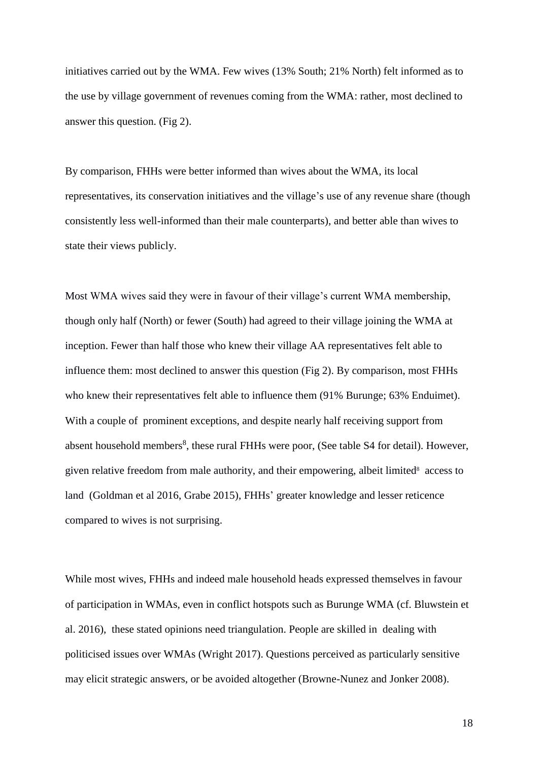initiatives carried out by the WMA. Few wives (13% South; 21% North) felt informed as to the use by village government of revenues coming from the WMA: rather, most declined to answer this question. (Fig 2).

By comparison, FHHs were better informed than wives about the WMA, its local representatives, its conservation initiatives and the village's use of any revenue share (though consistently less well-informed than their male counterparts), and better able than wives to state their views publicly.

Most WMA wives said they were in favour of their village's current WMA membership, though only half (North) or fewer (South) had agreed to their village joining the WMA at inception. Fewer than half those who knew their village AA representatives felt able to influence them: most declined to answer this question (Fig 2). By comparison, most FHHs who knew their representatives felt able to influence them (91% Burunge; 63% Enduimet). With a couple of prominent exceptions, and despite nearly half receiving support from absent household members[8], these rural FHHs were poor, (See table S4 for detail). However, given relative freedom from male authority, and their empowering, albeit limited[8] access to land (Goldman et al 2016, Grabe 2015), FHHs' greater knowledge and lesser reticence compared to wives is not surprising.

While most wives, FHHs and indeed male household heads expressed themselves in favour of participation in WMAs, even in conflict hotspots such as Burunge WMA (cf. Bluwstein et al. 2016), these stated opinions need triangulation. People are skilled in dealing with politicised issues over WMAs (Wright 2017). Questions perceived as particularly sensitive may elicit strategic answers, or be avoided altogether (Browne-Nunez and Jonker 2008).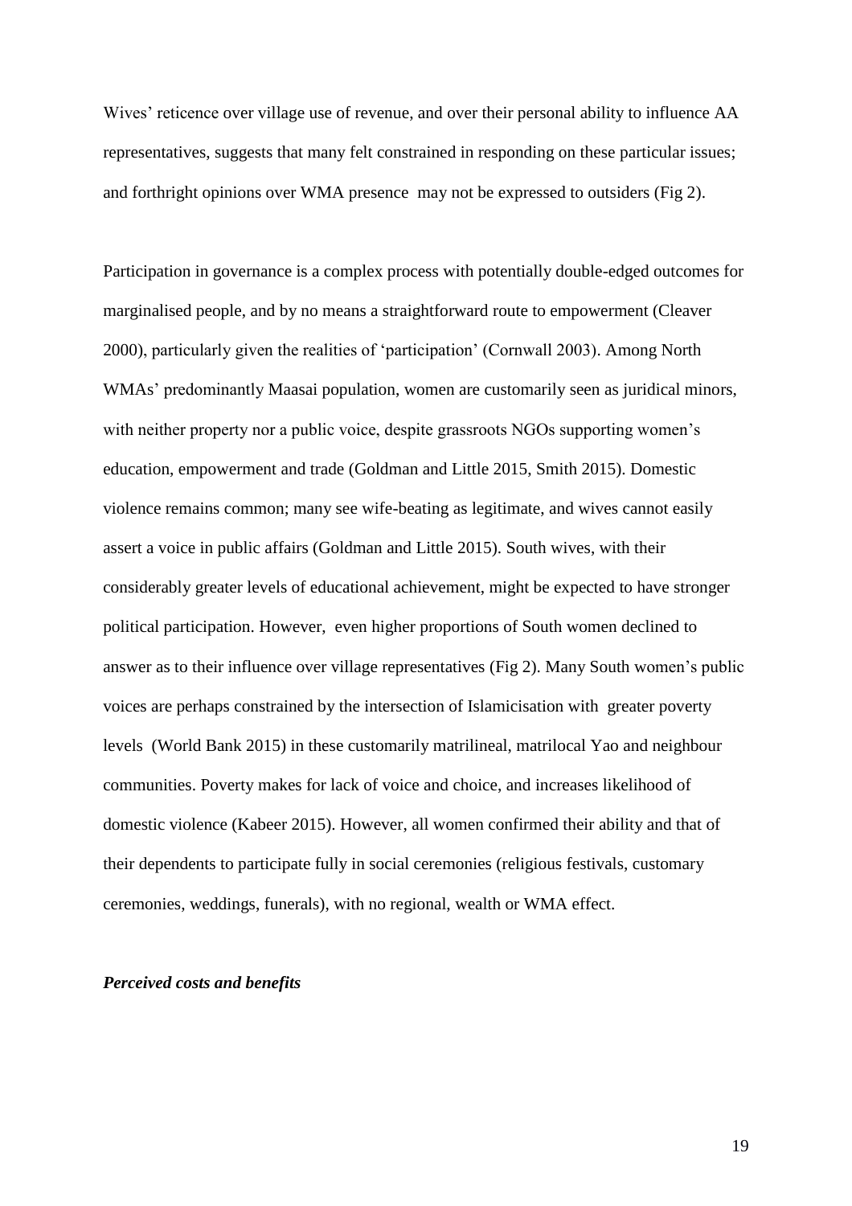Wives' reticence over village use of revenue, and over their personal ability to influence AA representatives, suggests that many felt constrained in responding on these particular issues; and forthright opinions over WMA presence may not be expressed to outsiders (Fig 2).

Participation in governance is a complex process with potentially double-edged outcomes for marginalised people, and by no means a straightforward route to empowerment (Cleaver 2000), particularly given the realities of 'participation' (Cornwall 2003). Among North WMAs' predominantly Maasai population, women are customarily seen as juridical minors, with neither property nor a public voice, despite grassroots NGOs supporting women's education, empowerment and trade (Goldman and Little 2015, Smith 2015). Domestic violence remains common; many see wife-beating as legitimate, and wives cannot easily assert a voice in public affairs (Goldman and Little 2015). South wives, with their considerably greater levels of educational achievement, might be expected to have stronger political participation. However, even higher proportions of South women declined to answer as to their influence over village representatives (Fig 2). Many South women's public voices are perhaps constrained by the intersection of Islamicisation with greater poverty levels (World Bank 2015) in these customarily matrilineal, matrilocal Yao and neighbour communities. Poverty makes for lack of voice and choice, and increases likelihood of domestic violence (Kabeer 2015). However, all women confirmed their ability and that of their dependents to participate fully in social ceremonies (religious festivals, customary ceremonies, weddings, funerals), with no regional, wealth or WMA effect.

***Perceived costs and benefits***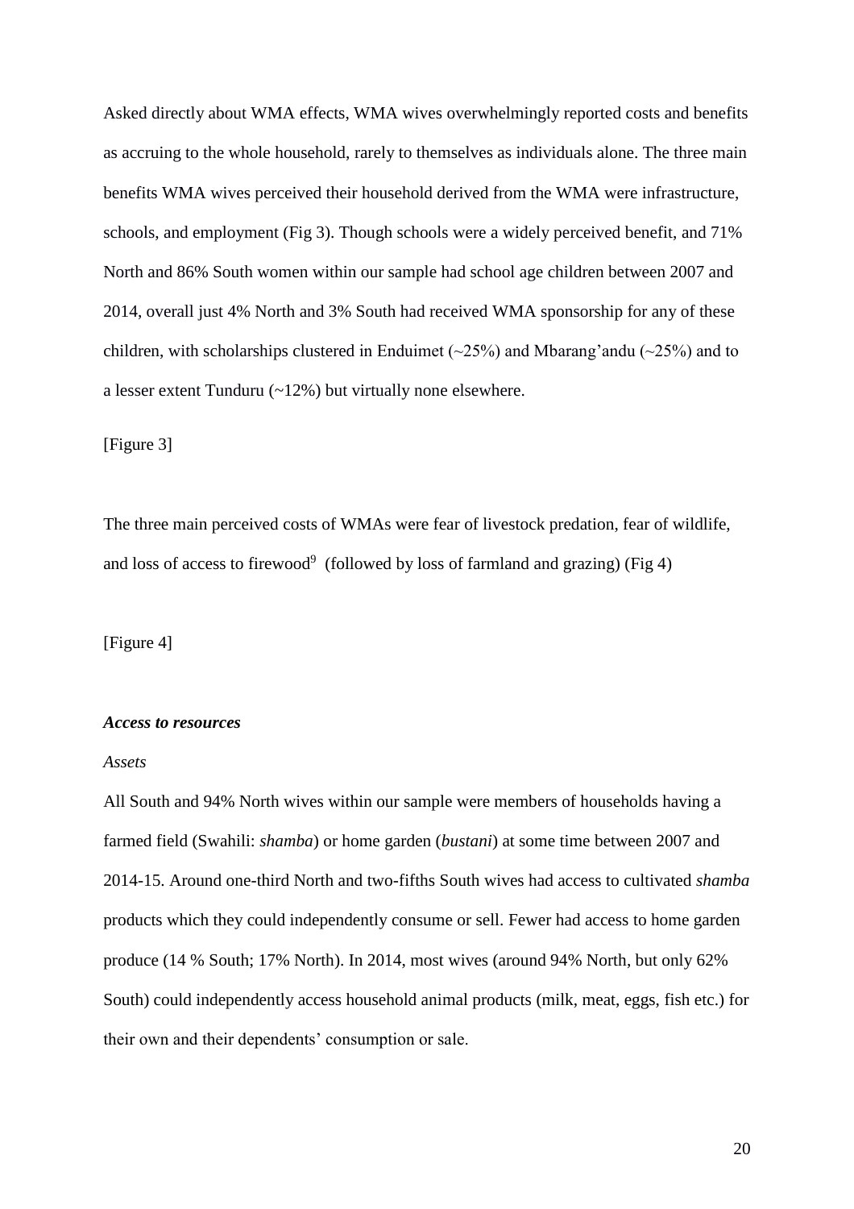Asked directly about WMA effects, WMA wives overwhelmingly reported costs and benefits as accruing to the whole household, rarely to themselves as individuals alone. The three main benefits WMA wives perceived their household derived from the WMA were infrastructure, schools, and employment (Fig 3). Though schools were a widely perceived benefit, and 71% North and 86% South women within our sample had school age children between 2007 and 2014, overall just 4% North and 3% South had received WMA sponsorship for any of these children, with scholarships clustered in Enduimet (~25%) and Mbarang'andu (~25%) and to a lesser extent Tunduru (~12%) but virtually none elsewhere.

[Figure 3]

The three main perceived costs of WMAs were fear of livestock predation, fear of wildlife, and loss of access to firewood[9] (followed by loss of farmland and grazing) (Fig 4)

[Figure 4]

### *Access to resources*

*Assets*

All South and 94% North wives within our sample were members of households having a farmed field (Swahili: *shamba*) or home garden (*bustani*) at some time between 2007 and 2014-15. Around one-third North and two-fifths South wives had access to cultivated *shamba* products which they could independently consume or sell. Fewer had access to home garden produce (14 % South; 17% North). In 2014, most wives (around 94% North, but only 62% South) could independently access household animal products (milk, meat, eggs, fish etc.) for their own and their dependents' consumption or sale.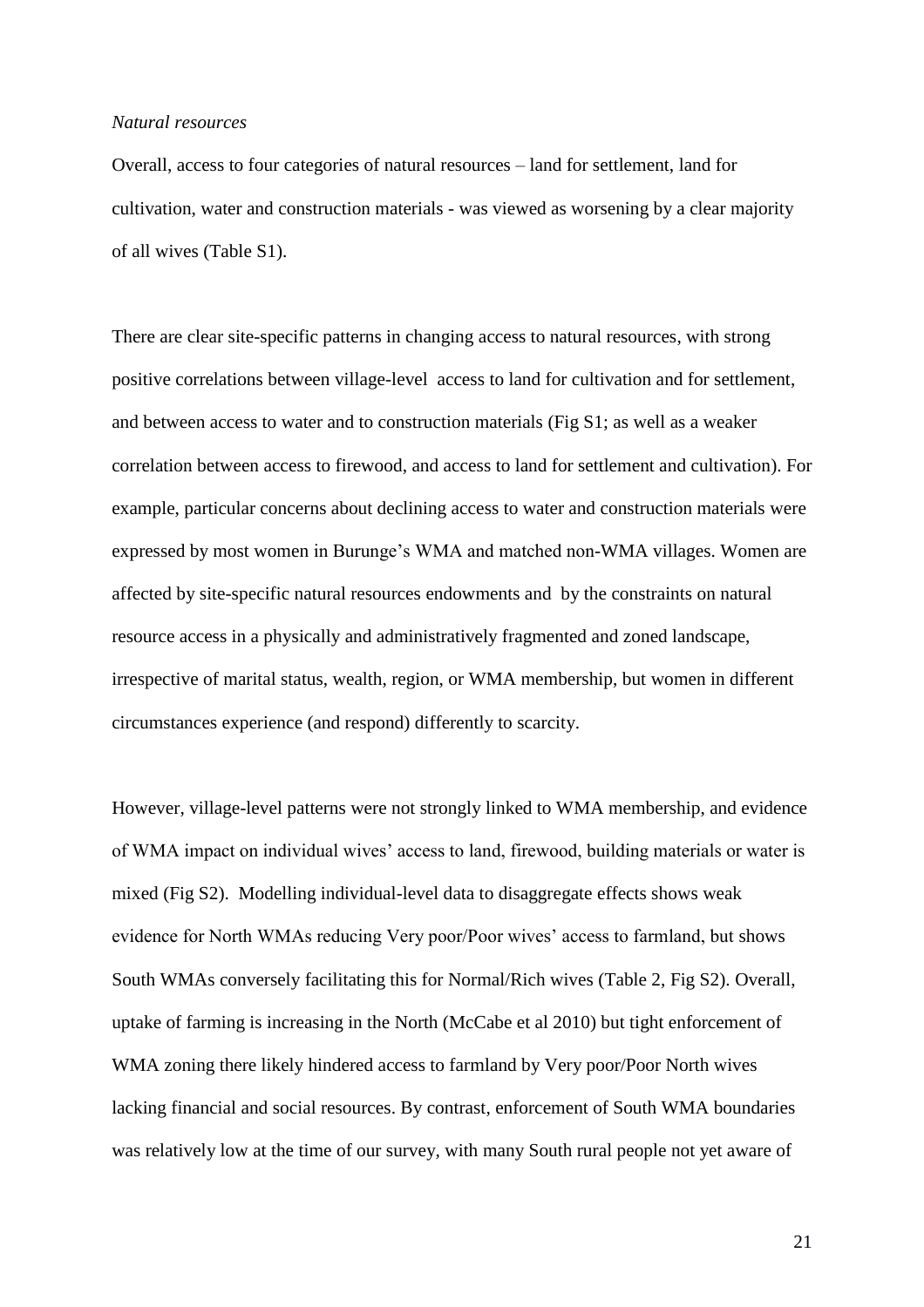*Natural resources*

Overall, access to four categories of natural resources – land for settlement, land for cultivation, water and construction materials - was viewed as worsening by a clear majority of all wives (Table S1).

There are clear site-specific patterns in changing access to natural resources, with strong positive correlations between village-level access to land for cultivation and for settlement, and between access to water and to construction materials (Fig S1; as well as a weaker correlation between access to firewood, and access to land for settlement and cultivation). For example, particular concerns about declining access to water and construction materials were expressed by most women in Burunge's WMA and matched non-WMA villages. Women are affected by site-specific natural resources endowments and by the constraints on natural resource access in a physically and administratively fragmented and zoned landscape, irrespective of marital status, wealth, region, or WMA membership, but women in different circumstances experience (and respond) differently to scarcity.

However, village-level patterns were not strongly linked to WMA membership, and evidence of WMA impact on individual wives' access to land, firewood, building materials or water is mixed (Fig S2). Modelling individual-level data to disaggregate effects shows weak evidence for North WMAs reducing Very poor/Poor wives' access to farmland, but shows South WMAs conversely facilitating this for Normal/Rich wives (Table 2, Fig S2). Overall, uptake of farming is increasing in the North (McCabe et al 2010) but tight enforcement of WMA zoning there likely hindered access to farmland by Very poor/Poor North wives lacking financial and social resources. By contrast, enforcement of South WMA boundaries was relatively low at the time of our survey, with many South rural people not yet aware of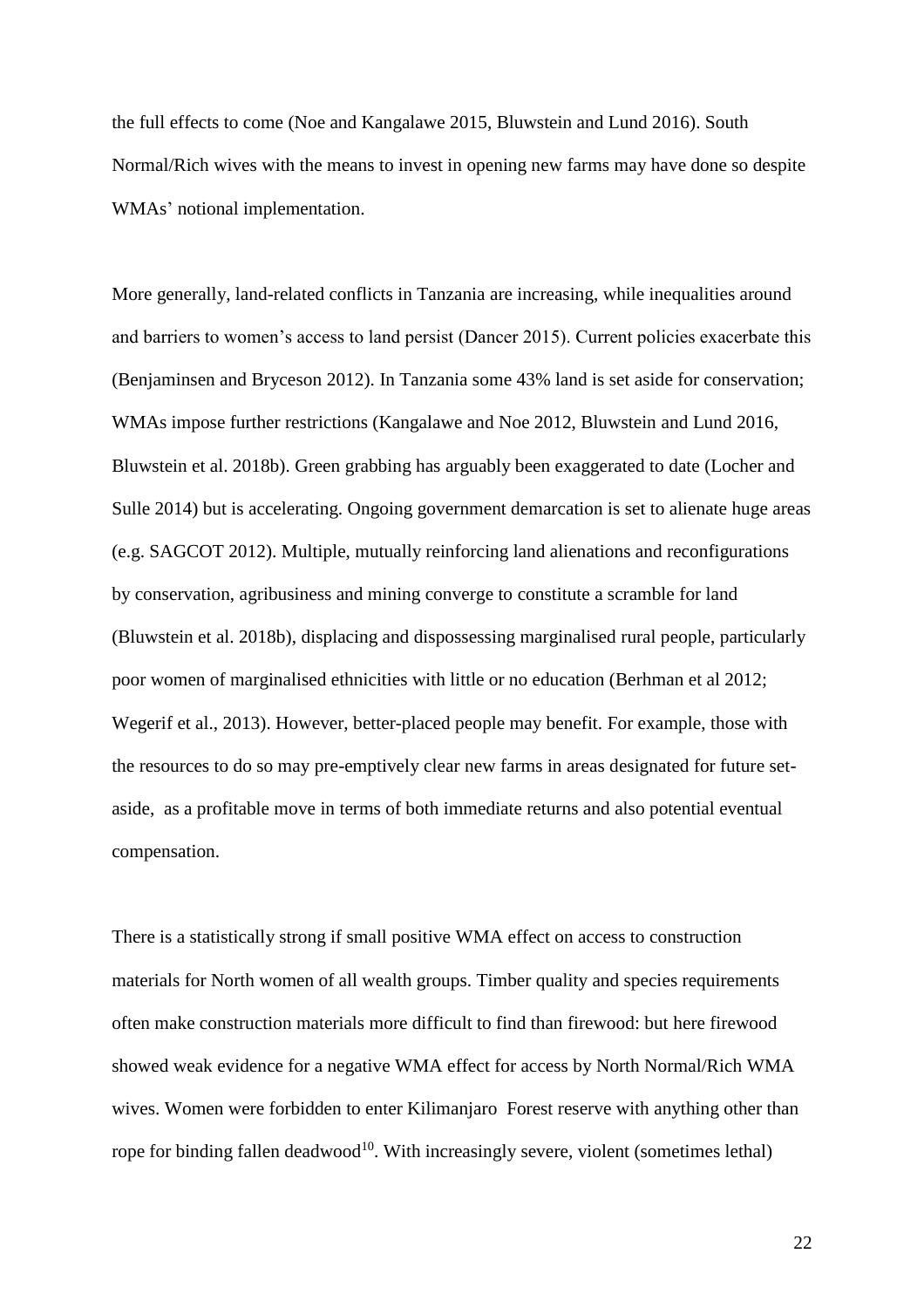the full effects to come (Noe and Kangalawe 2015, Bluwstein and Lund 2016). South Normal/Rich wives with the means to invest in opening new farms may have done so despite WMAs' notional implementation.

More generally, land-related conflicts in Tanzania are increasing, while inequalities around and barriers to women's access to land persist (Dancer 2015). Current policies exacerbate this (Benjaminsen and Bryceson 2012). In Tanzania some 43% land is set aside for conservation; WMAs impose further restrictions (Kangalawe and Noe 2012, Bluwstein and Lund 2016, Bluwstein et al. 2018b). Green grabbing has arguably been exaggerated to date (Locher and Sulle 2014) but is accelerating. Ongoing government demarcation is set to alienate huge areas (e.g. SAGCOT 2012). Multiple, mutually reinforcing land alienations and reconfigurations by conservation, agribusiness and mining converge to constitute a scramble for land (Bluwstein et al. 2018b), displacing and dispossessing marginalised rural people, particularly poor women of marginalised ethnicities with little or no education (Berhman et al 2012; Wegerif et al., 2013). However, better-placed people may benefit. For example, those with the resources to do so may pre-emptively clear new farms in areas designated for future set-aside, as a profitable move in terms of both immediate returns and also potential eventual compensation.

There is a statistically strong if small positive WMA effect on access to construction materials for North women of all wealth groups. Timber quality and species requirements often make construction materials more difficult to find than firewood: but here firewood showed weak evidence for a negative WMA effect for access by North Normal/Rich WMA wives. Women were forbidden to enter Kilimanjaro Forest reserve with anything other than rope for binding fallen deadwood[10]. With increasingly severe, violent (sometimes lethal)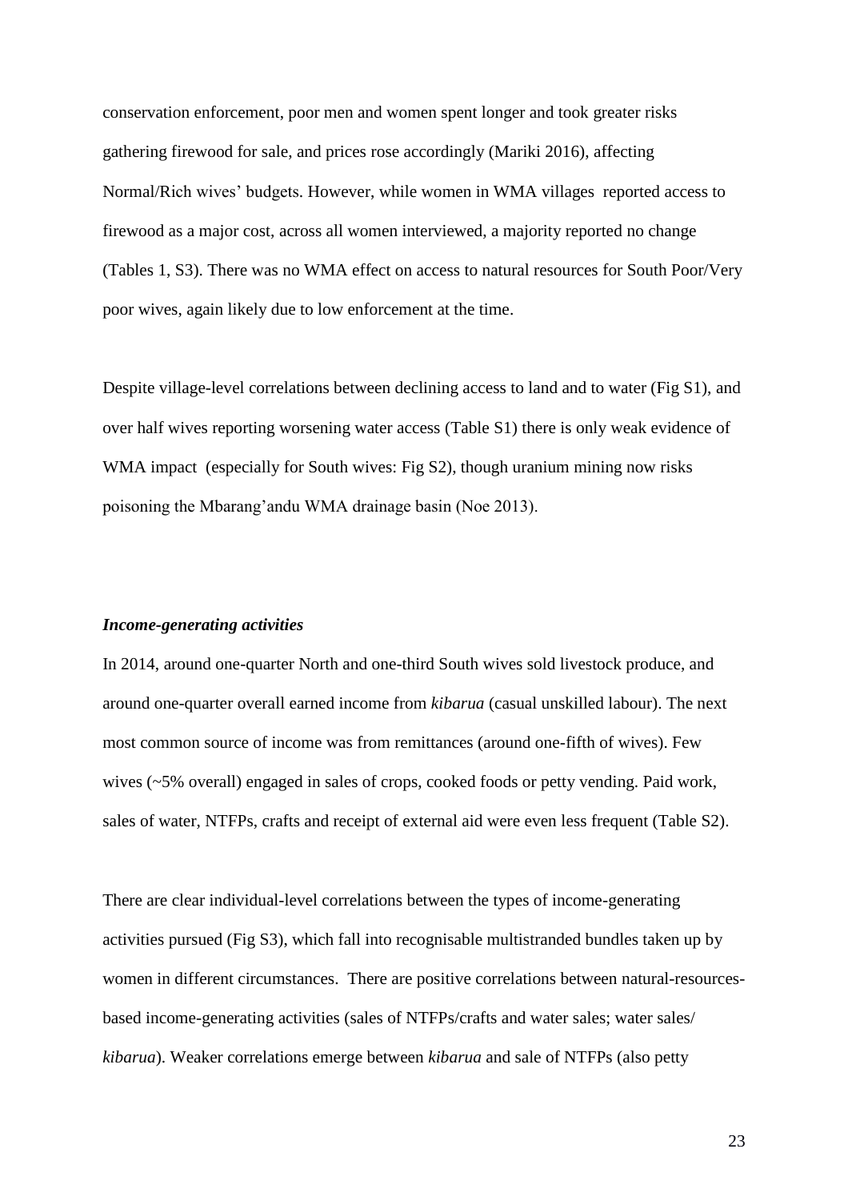conservation enforcement, poor men and women spent longer and took greater risks gathering firewood for sale, and prices rose accordingly (Mariki 2016), affecting Normal/Rich wives' budgets. However, while women in WMA villages reported access to firewood as a major cost, across all women interviewed, a majority reported no change (Tables 1, S3). There was no WMA effect on access to natural resources for South Poor/Very poor wives, again likely due to low enforcement at the time.

Despite village-level correlations between declining access to land and to water (Fig S1), and over half wives reporting worsening water access (Table S1) there is only weak evidence of WMA impact (especially for South wives: Fig S2), though uranium mining now risks poisoning the Mbarang'andu WMA drainage basin (Noe 2013).

### *Income-generating activities*

In 2014, around one-quarter North and one-third South wives sold livestock produce, and around one-quarter overall earned income from *kibarua* (casual unskilled labour). The next most common source of income was from remittances (around one-fifth of wives). Few wives (~5% overall) engaged in sales of crops, cooked foods or petty vending. Paid work, sales of water, NTFPs, crafts and receipt of external aid were even less frequent (Table S2).

There are clear individual-level correlations between the types of income-generating activities pursued (Fig S3), which fall into recognisable multistranded bundles taken up by women in different circumstances. There are positive correlations between natural-resources-based income-generating activities (sales of NTFPs/crafts and water sales; water sales/ *kibarua*). Weaker correlations emerge between *kibarua* and sale of NTFPs (also petty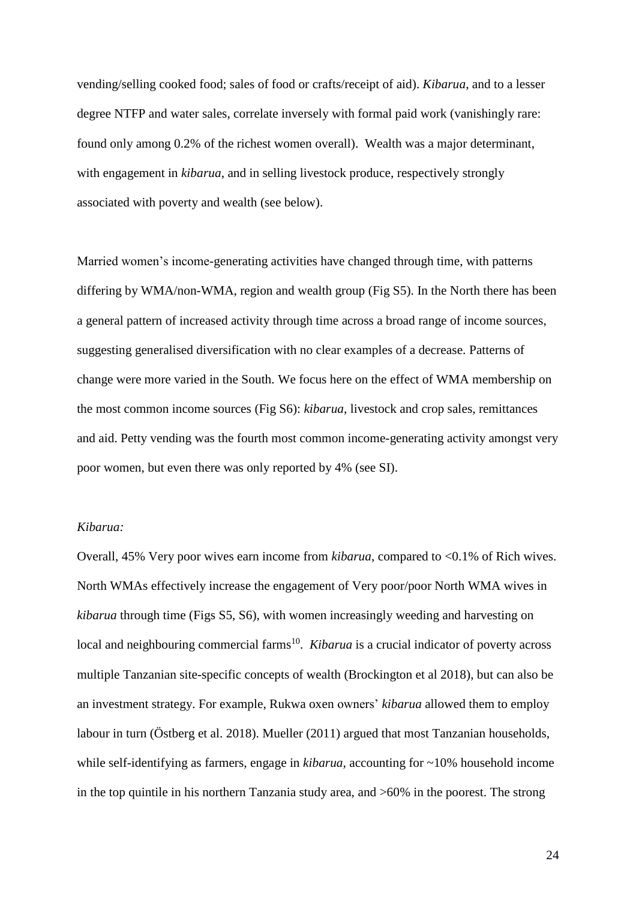vending/selling cooked food; sales of food or crafts/receipt of aid). *Kibarua*, and to a lesser degree NTFP and water sales, correlate inversely with formal paid work (vanishingly rare: found only among 0.2% of the richest women overall). Wealth was a major determinant, with engagement in *kibarua*, and in selling livestock produce, respectively strongly associated with poverty and wealth (see below).

Married women's income-generating activities have changed through time, with patterns differing by WMA/non-WMA, region and wealth group (Fig S5). In the North there has been a general pattern of increased activity through time across a broad range of income sources, suggesting generalised diversification with no clear examples of a decrease. Patterns of change were more varied in the South. We focus here on the effect of WMA membership on the most common income sources (Fig S6): *kibarua*, livestock and crop sales, remittances and aid. Petty vending was the fourth most common income-generating activity amongst very poor women, but even there was only reported by 4% (see SI).

*Kibarua:*

Overall, 45% Very poor wives earn income from *kibarua*, compared to <0.1% of Rich wives. North WMAs effectively increase the engagement of Very poor/poor North WMA wives in *kibarua* through time (Figs S5, S6), with women increasingly weeding and harvesting on local and neighbouring commercial farms[10]. *Kibarua* is a crucial indicator of poverty across multiple Tanzanian site-specific concepts of wealth (Brockington et al 2018), but can also be an investment strategy. For example, Rukwa oxen owners' *kibarua* allowed them to employ labour in turn (Östberg et al. 2018). Mueller (2011) argued that most Tanzanian households, while self-identifying as farmers, engage in *kibarua*, accounting for ~10% household income in the top quintile in his northern Tanzania study area, and >60% in the poorest. The strong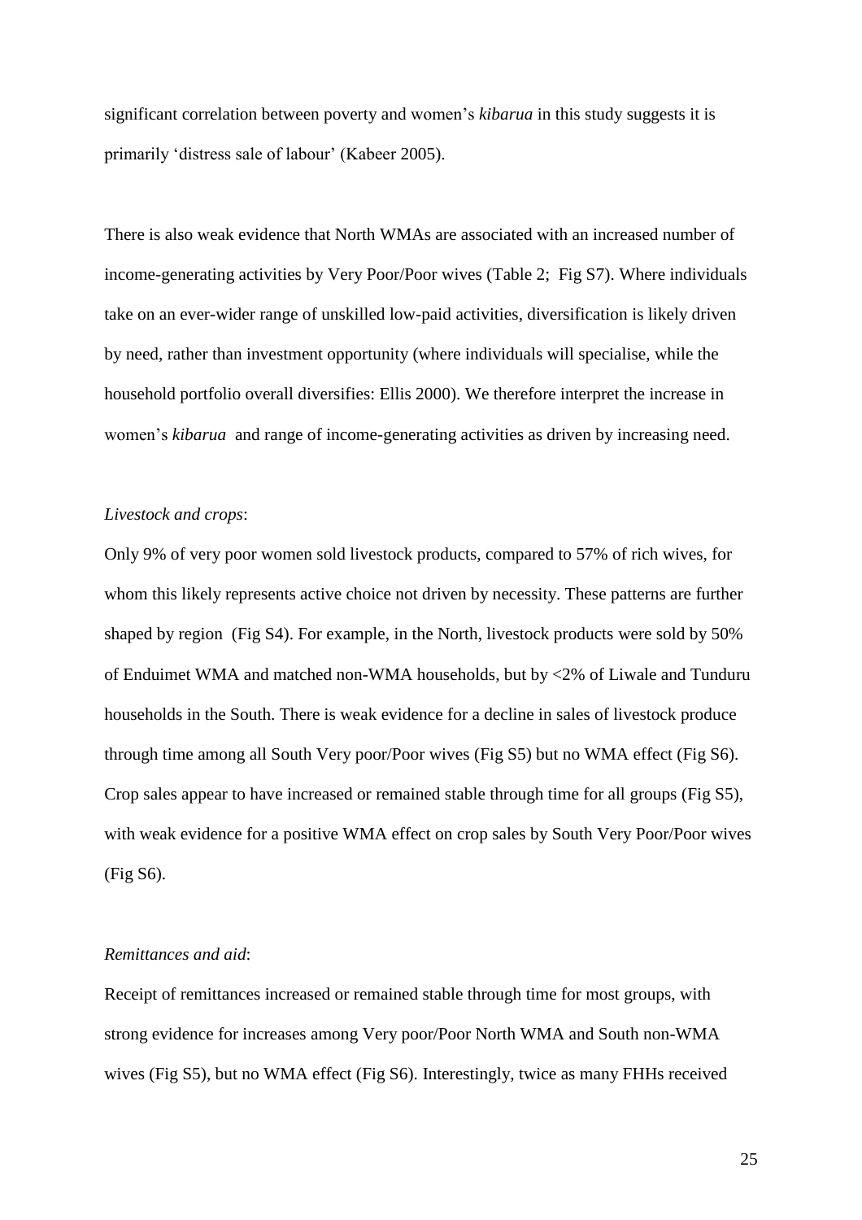significant correlation between poverty and women's *kibarua* in this study suggests it is primarily 'distress sale of labour' (Kabeer 2005).

There is also weak evidence that North WMAs are associated with an increased number of income-generating activities by Very Poor/Poor wives (Table 2; Fig S7). Where individuals take on an ever-wider range of unskilled low-paid activities, diversification is likely driven by need, rather than investment opportunity (where individuals will specialise, while the household portfolio overall diversifies: Ellis 2000). We therefore interpret the increase in women's *kibarua* and range of income-generating activities as driven by increasing need.

*Livestock and crops*:

Only 9% of very poor women sold livestock products, compared to 57% of rich wives, for whom this likely represents active choice not driven by necessity. These patterns are further shaped by region (Fig S4). For example, in the North, livestock products were sold by 50% of Enduimet WMA and matched non-WMA households, but by <2% of Liwale and Tunduru households in the South. There is weak evidence for a decline in sales of livestock produce through time among all South Very poor/Poor wives (Fig S5) but no WMA effect (Fig S6). Crop sales appear to have increased or remained stable through time for all groups (Fig S5), with weak evidence for a positive WMA effect on crop sales by South Very Poor/Poor wives (Fig S6).

*Remittances and aid*:

Receipt of remittances increased or remained stable through time for most groups, with strong evidence for increases among Very poor/Poor North WMA and South non-WMA wives (Fig S5), but no WMA effect (Fig S6). Interestingly, twice as many FHHs received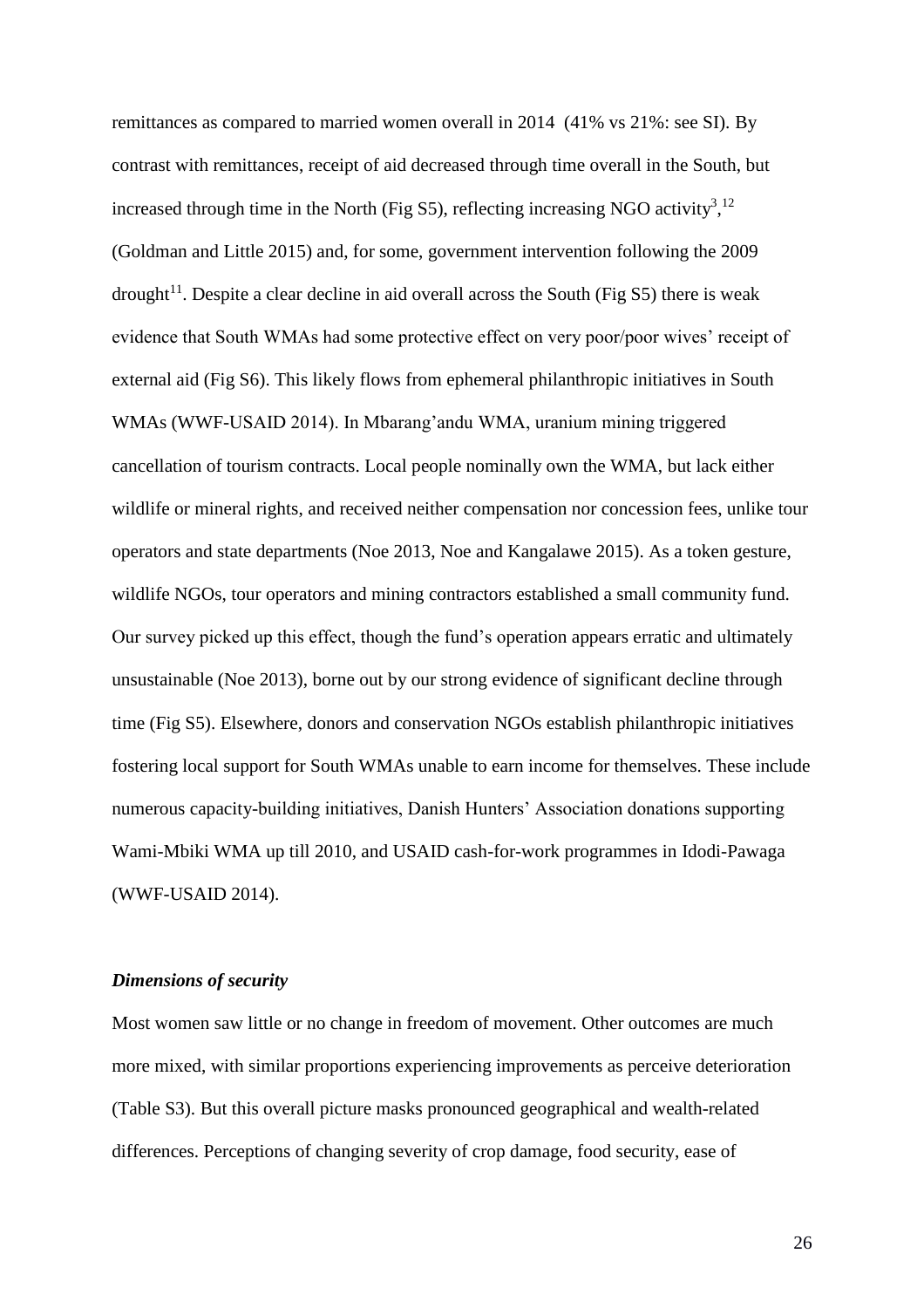remittances as compared to married women overall in 2014 (41% vs 21%: see SI). By contrast with remittances, receipt of aid decreased through time overall in the South, but increased through time in the North (Fig S5), reflecting increasing NGO activity[3,12] (Goldman and Little 2015) and, for some, government intervention following the 2009 drought[11]. Despite a clear decline in aid overall across the South (Fig S5) there is weak evidence that South WMAs had some protective effect on very poor/poor wives' receipt of external aid (Fig S6). This likely flows from ephemeral philanthropic initiatives in South WMAs (WWF-USAID 2014). In Mbarang'andu WMA, uranium mining triggered cancellation of tourism contracts. Local people nominally own the WMA, but lack either wildlife or mineral rights, and received neither compensation nor concession fees, unlike tour operators and state departments (Noe 2013, Noe and Kangalawe 2015). As a token gesture, wildlife NGOs, tour operators and mining contractors established a small community fund. Our survey picked up this effect, though the fund's operation appears erratic and ultimately unsustainable (Noe 2013), borne out by our strong evidence of significant decline through time (Fig S5). Elsewhere, donors and conservation NGOs establish philanthropic initiatives fostering local support for South WMAs unable to earn income for themselves. These include numerous capacity-building initiatives, Danish Hunters' Association donations supporting Wami-Mbiki WMA up till 2010, and USAID cash-for-work programmes in Idodi-Pawaga (WWF-USAID 2014).

### *Dimensions of security*

Most women saw little or no change in freedom of movement. Other outcomes are much more mixed, with similar proportions experiencing improvements as perceive deterioration (Table S3). But this overall picture masks pronounced geographical and wealth-related differences. Perceptions of changing severity of crop damage, food security, ease of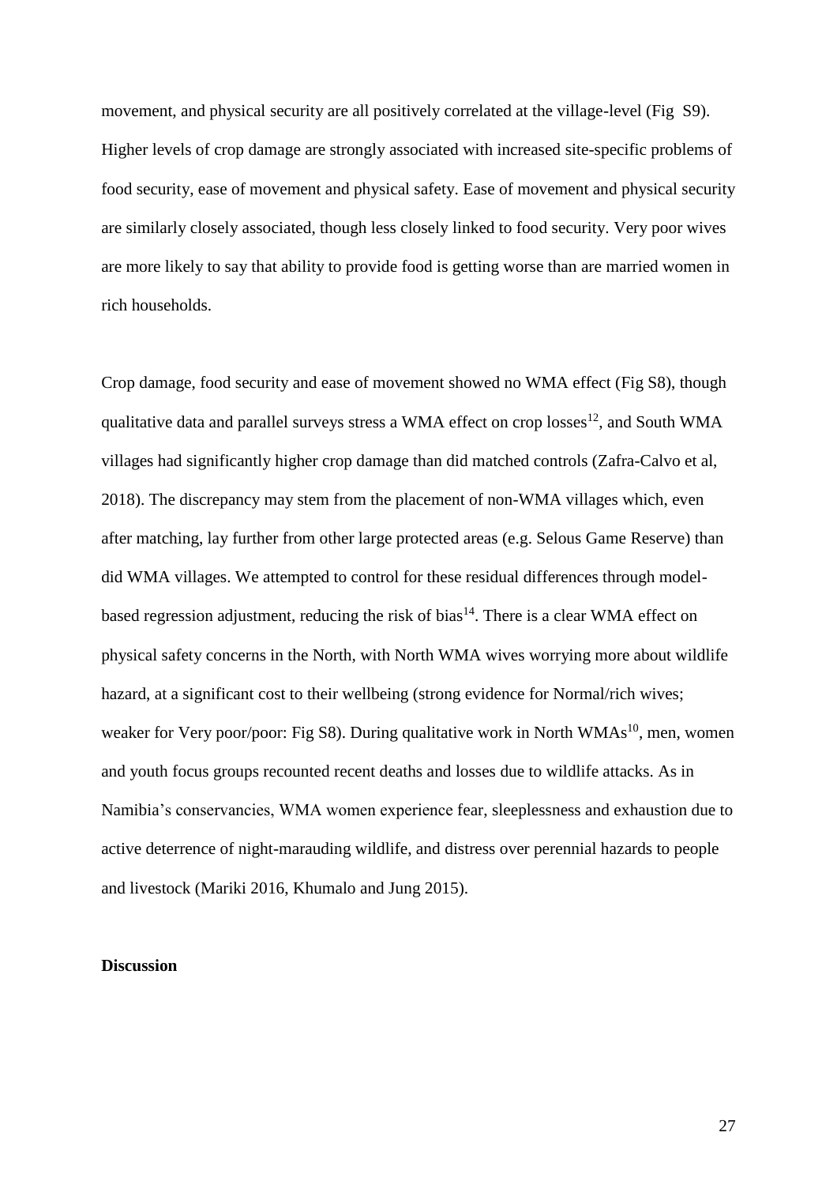movement, and physical security are all positively correlated at the village-level (Fig S9). Higher levels of crop damage are strongly associated with increased site-specific problems of food security, ease of movement and physical safety. Ease of movement and physical security are similarly closely associated, though less closely linked to food security. Very poor wives are more likely to say that ability to provide food is getting worse than are married women in rich households.

Crop damage, food security and ease of movement showed no WMA effect (Fig S8), though qualitative data and parallel surveys stress a WMA effect on crop losses[12], and South WMA villages had significantly higher crop damage than did matched controls (Zafra-Calvo et al, 2018). The discrepancy may stem from the placement of non-WMA villages which, even after matching, lay further from other large protected areas (e.g. Selous Game Reserve) than did WMA villages. We attempted to control for these residual differences through model-based regression adjustment, reducing the risk of bias[14]. There is a clear WMA effect on physical safety concerns in the North, with North WMA wives worrying more about wildlife hazard, at a significant cost to their wellbeing (strong evidence for Normal/rich wives; weaker for Very poor/poor: Fig S8). During qualitative work in North WMAs[10], men, women and youth focus groups recounted recent deaths and losses due to wildlife attacks. As in Namibia's conservancies, WMA women experience fear, sleeplessness and exhaustion due to active deterrence of night-marauding wildlife, and distress over perennial hazards to people and livestock (Mariki 2016, Khumalo and Jung 2015).

**Discussion**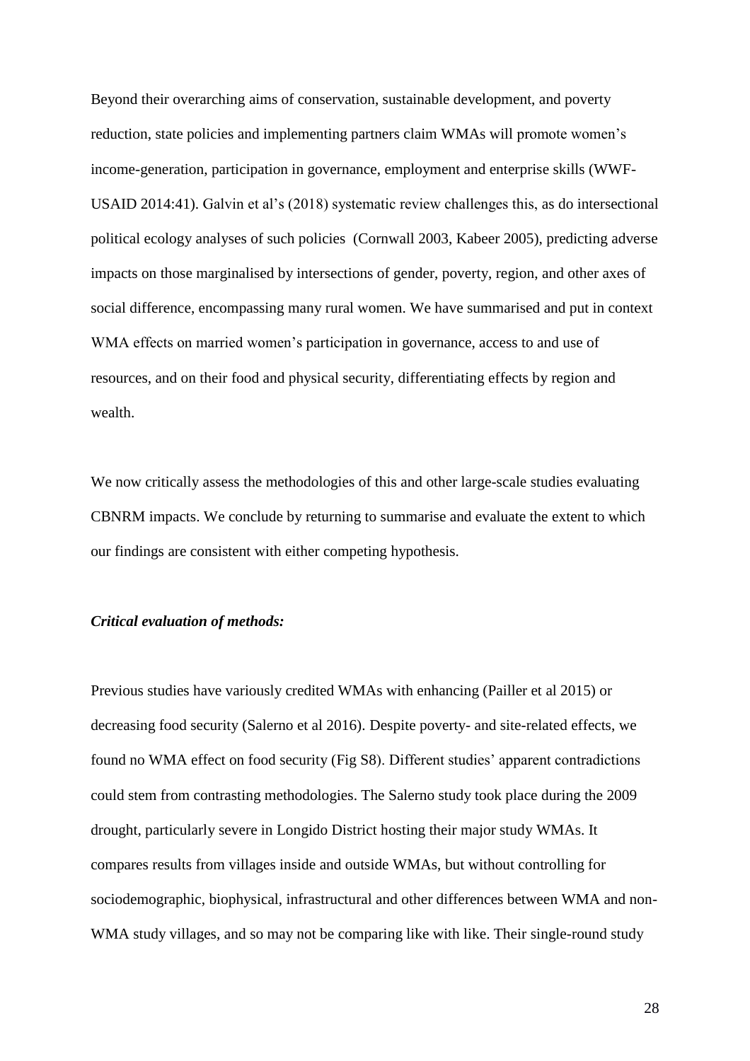Beyond their overarching aims of conservation, sustainable development, and poverty reduction, state policies and implementing partners claim WMAs will promote women's income-generation, participation in governance, employment and enterprise skills (WWF-USAID 2014:41). Galvin et al's (2018) systematic review challenges this, as do intersectional political ecology analyses of such policies (Cornwall 2003, Kabeer 2005), predicting adverse impacts on those marginalised by intersections of gender, poverty, region, and other axes of social difference, encompassing many rural women. We have summarised and put in context WMA effects on married women's participation in governance, access to and use of resources, and on their food and physical security, differentiating effects by region and wealth.

We now critically assess the methodologies of this and other large-scale studies evaluating CBNRM impacts. We conclude by returning to summarise and evaluate the extent to which our findings are consistent with either competing hypothesis.

***Critical evaluation of methods:***

Previous studies have variously credited WMAs with enhancing (Pailler et al 2015) or decreasing food security (Salerno et al 2016). Despite poverty- and site-related effects, we found no WMA effect on food security (Fig S8). Different studies' apparent contradictions could stem from contrasting methodologies. The Salerno study took place during the 2009 drought, particularly severe in Longido District hosting their major study WMAs. It compares results from villages inside and outside WMAs, but without controlling for sociodemographic, biophysical, infrastructural and other differences between WMA and non-WMA study villages, and so may not be comparing like with like. Their single-round study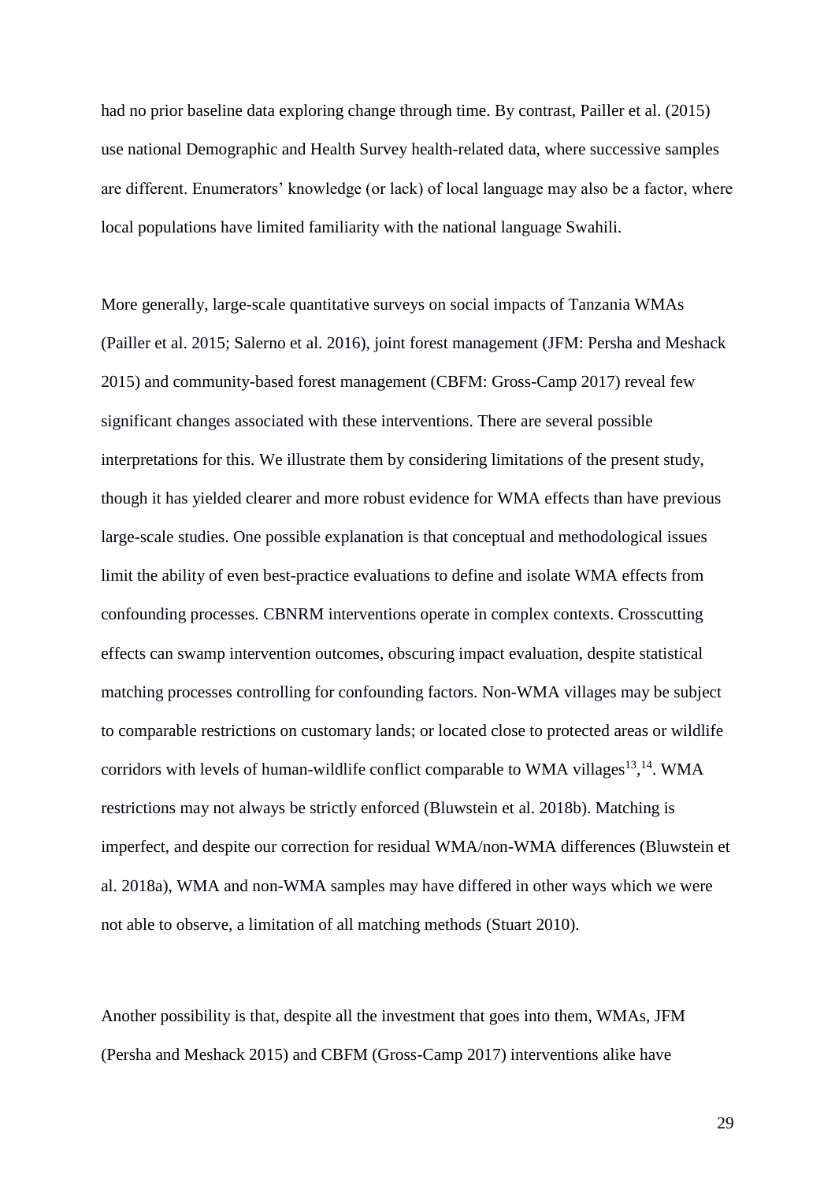had no prior baseline data exploring change through time. By contrast, Pailler et al. (2015) use national Demographic and Health Survey health-related data, where successive samples are different. Enumerators' knowledge (or lack) of local language may also be a factor, where local populations have limited familiarity with the national language Swahili.

More generally, large-scale quantitative surveys on social impacts of Tanzania WMAs (Pailler et al. 2015; Salerno et al. 2016), joint forest management (JFM: Persha and Meshack 2015) and community-based forest management (CBFM: Gross-Camp 2017) reveal few significant changes associated with these interventions. There are several possible interpretations for this. We illustrate them by considering limitations of the present study, though it has yielded clearer and more robust evidence for WMA effects than have previous large-scale studies. One possible explanation is that conceptual and methodological issues limit the ability of even best-practice evaluations to define and isolate WMA effects from confounding processes. CBNRM interventions operate in complex contexts. Crosscutting effects can swamp intervention outcomes, obscuring impact evaluation, despite statistical matching processes controlling for confounding factors. Non-WMA villages may be subject to comparable restrictions on customary lands; or located close to protected areas or wildlife corridors with levels of human-wildlife conflict comparable to WMA villages[13],[14]. WMA restrictions may not always be strictly enforced (Bluwstein et al. 2018b). Matching is imperfect, and despite our correction for residual WMA/non-WMA differences (Bluwstein et al. 2018a), WMA and non-WMA samples may have differed in other ways which we were not able to observe, a limitation of all matching methods (Stuart 2010).

Another possibility is that, despite all the investment that goes into them, WMAs, JFM (Persha and Meshack 2015) and CBFM (Gross-Camp 2017) interventions alike have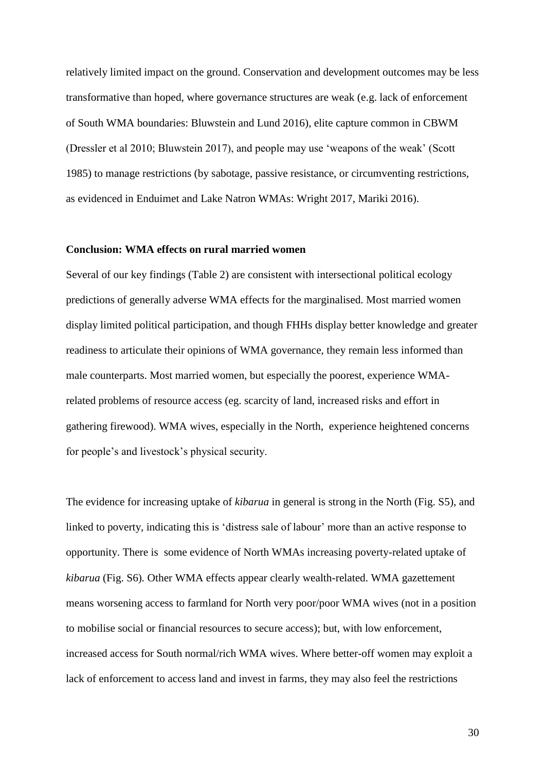relatively limited impact on the ground. Conservation and development outcomes may be less transformative than hoped, where governance structures are weak (e.g. lack of enforcement of South WMA boundaries: Bluwstein and Lund 2016), elite capture common in CBWM (Dressler et al 2010; Bluwstein 2017), and people may use 'weapons of the weak' (Scott 1985) to manage restrictions (by sabotage, passive resistance, or circumventing restrictions, as evidenced in Enduimet and Lake Natron WMAs: Wright 2017, Mariki 2016).

**Conclusion: WMA effects on rural married women**

Several of our key findings (Table 2) are consistent with intersectional political ecology predictions of generally adverse WMA effects for the marginalised. Most married women display limited political participation, and though FHHs display better knowledge and greater readiness to articulate their opinions of WMA governance, they remain less informed than male counterparts. Most married women, but especially the poorest, experience WMA-related problems of resource access (eg. scarcity of land, increased risks and effort in gathering firewood). WMA wives, especially in the North, experience heightened concerns for people's and livestock's physical security.

The evidence for increasing uptake of *kibarua* in general is strong in the North (Fig. S5), and linked to poverty, indicating this is 'distress sale of labour' more than an active response to opportunity. There is some evidence of North WMAs increasing poverty-related uptake of *kibarua* (Fig. S6). Other WMA effects appear clearly wealth-related. WMA gazettement means worsening access to farmland for North very poor/poor WMA wives (not in a position to mobilise social or financial resources to secure access); but, with low enforcement, increased access for South normal/rich WMA wives. Where better-off women may exploit a lack of enforcement to access land and invest in farms, they may also feel the restrictions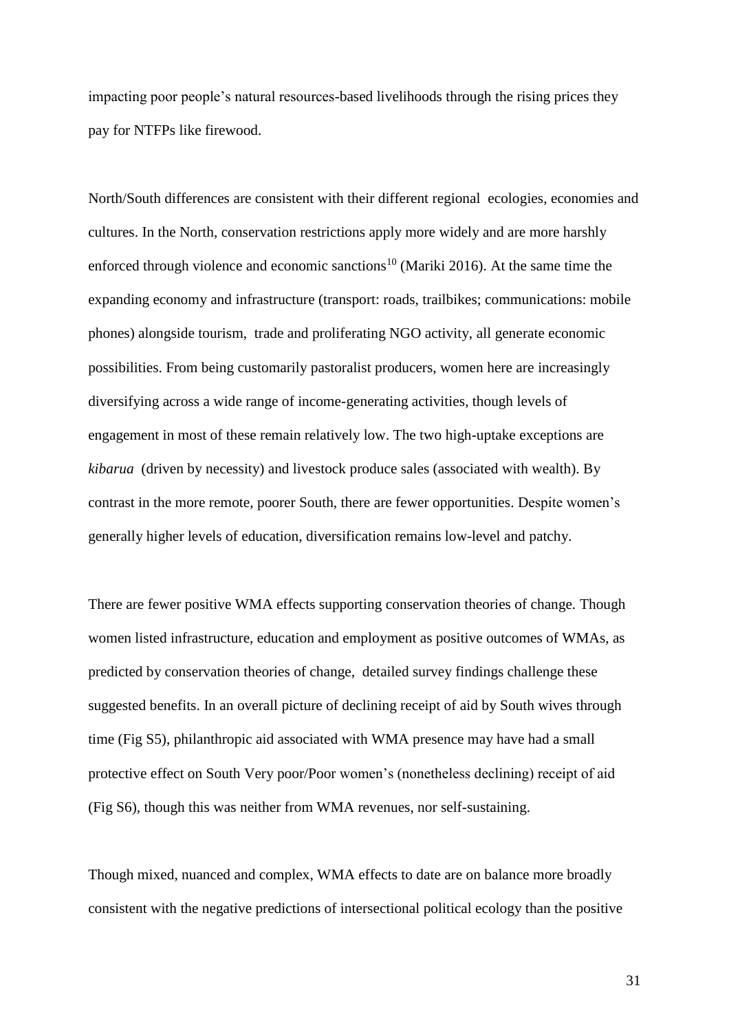impacting poor people's natural resources-based livelihoods through the rising prices they pay for NTFPs like firewood.

North/South differences are consistent with their different regional ecologies, economies and cultures. In the North, conservation restrictions apply more widely and are more harshly enforced through violence and economic sanctions[10] (Mariki 2016). At the same time the expanding economy and infrastructure (transport: roads, trailbikes; communications: mobile phones) alongside tourism, trade and proliferating NGO activity, all generate economic possibilities. From being customarily pastoralist producers, women here are increasingly diversifying across a wide range of income-generating activities, though levels of engagement in most of these remain relatively low. The two high-uptake exceptions are *kibarua* (driven by necessity) and livestock produce sales (associated with wealth). By contrast in the more remote, poorer South, there are fewer opportunities. Despite women's generally higher levels of education, diversification remains low-level and patchy.

There are fewer positive WMA effects supporting conservation theories of change. Though women listed infrastructure, education and employment as positive outcomes of WMAs, as predicted by conservation theories of change, detailed survey findings challenge these suggested benefits. In an overall picture of declining receipt of aid by South wives through time (Fig S5), philanthropic aid associated with WMA presence may have had a small protective effect on South Very poor/Poor women's (nonetheless declining) receipt of aid (Fig S6), though this was neither from WMA revenues, nor self-sustaining.

Though mixed, nuanced and complex, WMA effects to date are on balance more broadly consistent with the negative predictions of intersectional political ecology than the positive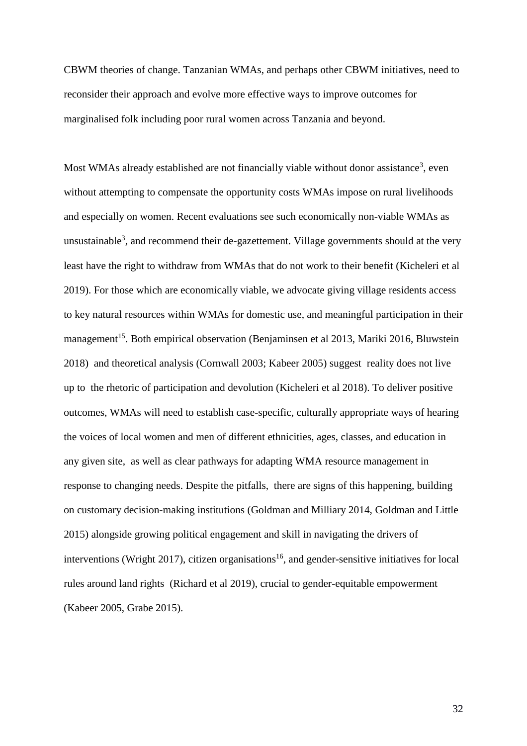CBWM theories of change. Tanzanian WMAs, and perhaps other CBWM initiatives, need to reconsider their approach and evolve more effective ways to improve outcomes for marginalised folk including poor rural women across Tanzania and beyond.

Most WMAs already established are not financially viable without donor assistance[3], even without attempting to compensate the opportunity costs WMAs impose on rural livelihoods and especially on women. Recent evaluations see such economically non-viable WMAs as unsustainable[3], and recommend their de-gazettement. Village governments should at the very least have the right to withdraw from WMAs that do not work to their benefit (Kicheleri et al 2019). For those which are economically viable, we advocate giving village residents access to key natural resources within WMAs for domestic use, and meaningful participation in their management[15]. Both empirical observation (Benjaminsen et al 2013, Mariki 2016, Bluwstein 2018) and theoretical analysis (Cornwall 2003; Kabeer 2005) suggest reality does not live up to the rhetoric of participation and devolution (Kicheleri et al 2018). To deliver positive outcomes, WMAs will need to establish case-specific, culturally appropriate ways of hearing the voices of local women and men of different ethnicities, ages, classes, and education in any given site, as well as clear pathways for adapting WMA resource management in response to changing needs. Despite the pitfalls, there are signs of this happening, building on customary decision-making institutions (Goldman and Milliary 2014, Goldman and Little 2015) alongside growing political engagement and skill in navigating the drivers of interventions (Wright 2017), citizen organisations[16], and gender-sensitive initiatives for local rules around land rights (Richard et al 2019), crucial to gender-equitable empowerment (Kabeer 2005, Grabe 2015).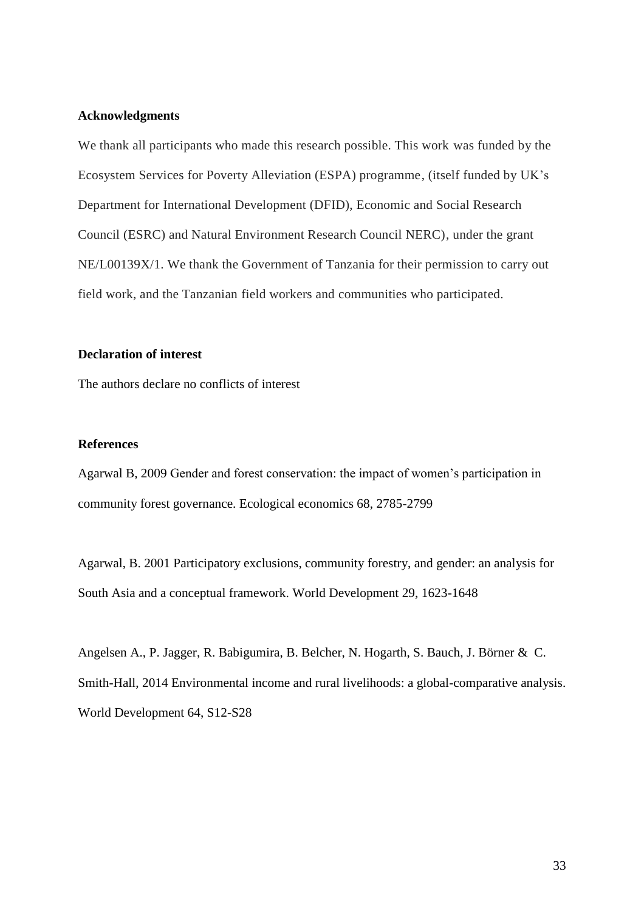**Acknowledgments**

We thank all participants who made this research possible. This work was funded by the Ecosystem Services for Poverty Alleviation (ESPA) programme, (itself funded by UK's Department for International Development (DFID), Economic and Social Research Council (ESRC) and Natural Environment Research Council NERC), under the grant NE/L00139X/1. We thank the Government of Tanzania for their permission to carry out field work, and the Tanzanian field workers and communities who participated.

**Declaration of interest**

The authors declare no conflicts of interest

**References**

Agarwal B, 2009 Gender and forest conservation: the impact of women's participation in community forest governance. Ecological economics 68, 2785-2799

Agarwal, B. 2001 Participatory exclusions, community forestry, and gender: an analysis for South Asia and a conceptual framework. World Development 29, 1623-1648

Angelsen A., P. Jagger, R. Babigumira, B. Belcher, N. Hogarth, S. Bauch, J. Börner & C. Smith-Hall, 2014 Environmental income and rural livelihoods: a global-comparative analysis. World Development 64, S12-S28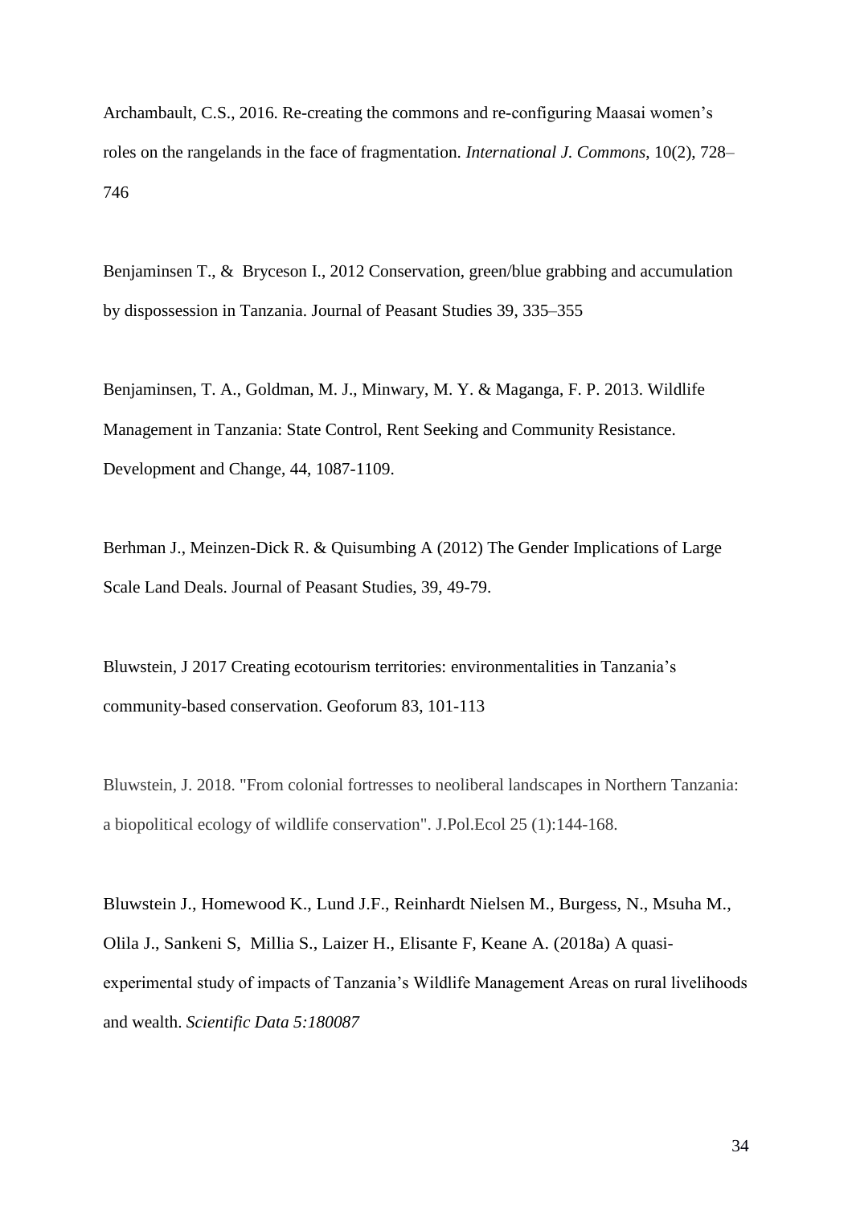Archambault, C.S., 2016. Re-creating the commons and re-configuring Maasai women's roles on the rangelands in the face of fragmentation. *International J. Commons*, 10(2), 728–746

Benjaminsen T., & Bryceson I., 2012 Conservation, green/blue grabbing and accumulation by dispossession in Tanzania. Journal of Peasant Studies 39, 335–355

Benjaminsen, T. A., Goldman, M. J., Minwary, M. Y. & Maganga, F. P. 2013. Wildlife Management in Tanzania: State Control, Rent Seeking and Community Resistance. Development and Change, 44, 1087-1109.

Berhman J., Meinzen-Dick R. & Quisumbing A (2012) The Gender Implications of Large Scale Land Deals. Journal of Peasant Studies, 39, 49-79.

Bluwstein, J 2017 Creating ecotourism territories: environmentalities in Tanzania's community-based conservation. Geoforum 83, 101-113

Bluwstein, J. 2018. "From colonial fortresses to neoliberal landscapes in Northern Tanzania: a biopolitical ecology of wildlife conservation". J.Pol.Ecol 25 (1):144-168.

Bluwstein J., Homewood K., Lund J.F., Reinhardt Nielsen M., Burgess, N., Msuha M., Olila J., Sankeni S, Millia S., Laizer H., Elisante F, Keane A. (2018a) A quasi-experimental study of impacts of Tanzania's Wildlife Management Areas on rural livelihoods and wealth. *Scientific Data 5:180087*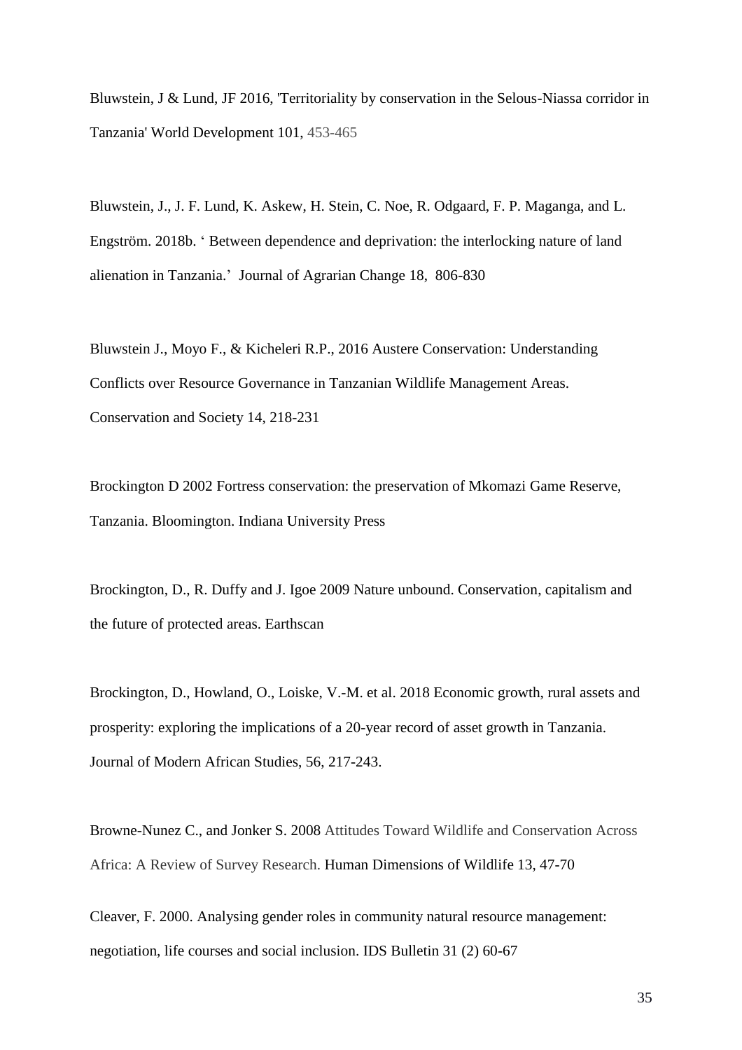Bluwstein, J & Lund, JF 2016, 'Territoriality by conservation in the Selous-Niassa corridor in Tanzania' World Development 101, 453-465

Bluwstein, J., J. F. Lund, K. Askew, H. Stein, C. Noe, R. Odgaard, F. P. Maganga, and L. Engström. 2018b. ' Between dependence and deprivation: the interlocking nature of land alienation in Tanzania.' Journal of Agrarian Change 18, 806-830

Bluwstein J., Moyo F., & Kicheleri R.P., 2016 Austere Conservation: Understanding Conflicts over Resource Governance in Tanzanian Wildlife Management Areas. Conservation and Society 14, 218-231

Brockington D 2002 Fortress conservation: the preservation of Mkomazi Game Reserve, Tanzania. Bloomington. Indiana University Press

Brockington, D., R. Duffy and J. Igoe 2009 Nature unbound. Conservation, capitalism and the future of protected areas. Earthscan

Brockington, D., Howland, O., Loiske, V.-M. et al. 2018 Economic growth, rural assets and prosperity: exploring the implications of a 20-year record of asset growth in Tanzania. Journal of Modern African Studies, 56, 217-243.

Browne-Nunez C., and Jonker S. 2008 Attitudes Toward Wildlife and Conservation Across Africa: A Review of Survey Research. Human Dimensions of Wildlife 13, 47-70

Cleaver, F. 2000. Analysing gender roles in community natural resource management: negotiation, life courses and social inclusion. IDS Bulletin 31 (2) 60-67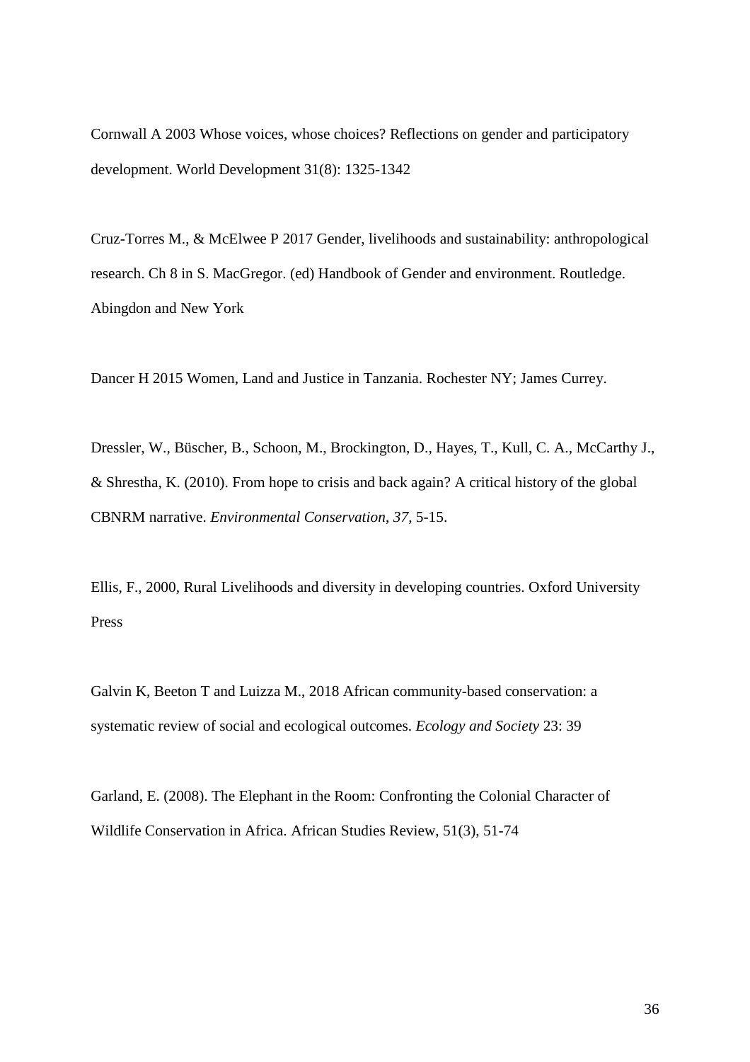Cornwall A 2003 Whose voices, whose choices? Reflections on gender and participatory development. World Development 31(8): 1325-1342

Cruz-Torres M., & McElwee P 2017 Gender, livelihoods and sustainability: anthropological research. Ch 8 in S. MacGregor. (ed) Handbook of Gender and environment. Routledge. Abingdon and New York

Dancer H 2015 Women, Land and Justice in Tanzania. Rochester NY; James Currey.

Dressler, W., Büscher, B., Schoon, M., Brockington, D., Hayes, T., Kull, C. A., McCarthy J., & Shrestha, K. (2010). From hope to crisis and back again? A critical history of the global CBNRM narrative. *Environmental Conservation*, *37*, 5-15.

Ellis, F., 2000, Rural Livelihoods and diversity in developing countries. Oxford University Press

Galvin K, Beeton T and Luizza M., 2018 African community-based conservation: a systematic review of social and ecological outcomes. *Ecology and Society* 23: 39

Garland, E. (2008). The Elephant in the Room: Confronting the Colonial Character of Wildlife Conservation in Africa. African Studies Review, 51(3), 51-74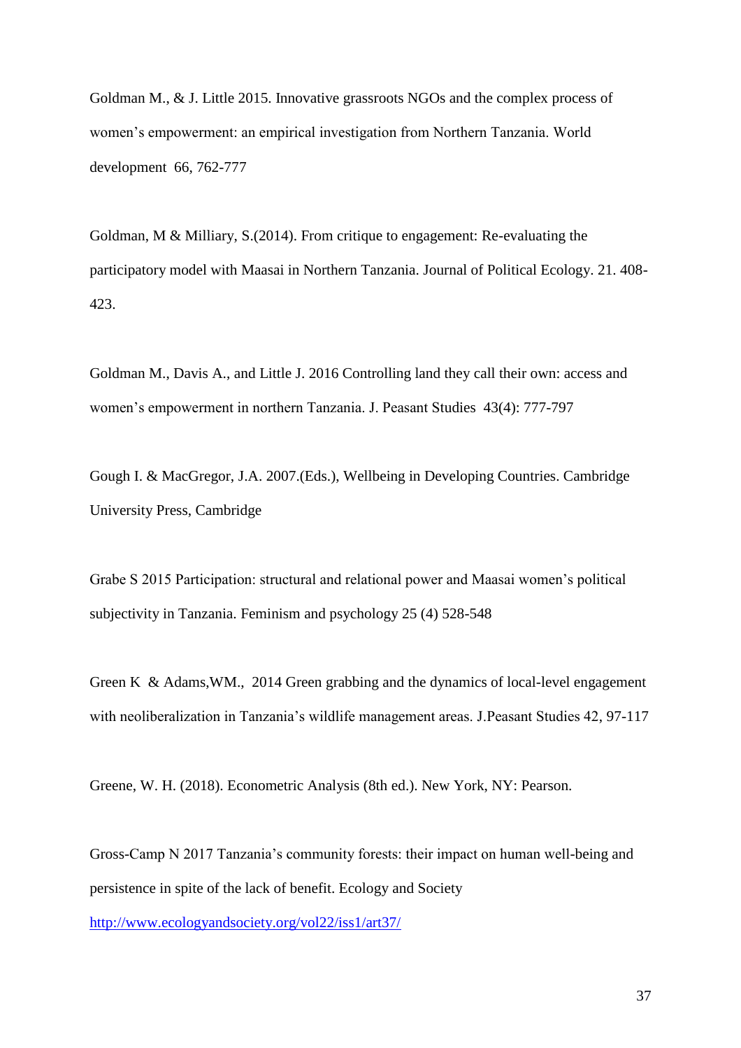Goldman M., & J. Little 2015. Innovative grassroots NGOs and the complex process of women's empowerment: an empirical investigation from Northern Tanzania. World development 66, 762-777

Goldman, M & Milliary, S.(2014). From critique to engagement: Re-evaluating the participatory model with Maasai in Northern Tanzania. Journal of Political Ecology. 21. 408-423.

Goldman M., Davis A., and Little J. 2016 Controlling land they call their own: access and women's empowerment in northern Tanzania. J. Peasant Studies 43(4): 777-797

Gough I. & MacGregor, J.A. 2007.(Eds.), Wellbeing in Developing Countries. Cambridge University Press, Cambridge

Grabe S 2015 Participation: structural and relational power and Maasai women's political subjectivity in Tanzania. Feminism and psychology 25 (4) 528-548

Green K & Adams,WM., 2014 Green grabbing and the dynamics of local-level engagement with neoliberalization in Tanzania's wildlife management areas. J.Peasant Studies 42, 97-117

Greene, W. H. (2018). Econometric Analysis (8th ed.). New York, NY: Pearson.

Gross-Camp N 2017 Tanzania's community forests: their impact on human well-being and persistence in spite of the lack of benefit. Ecology and Society http://www.ecologyandsociety.org/vol22/iss1/art37/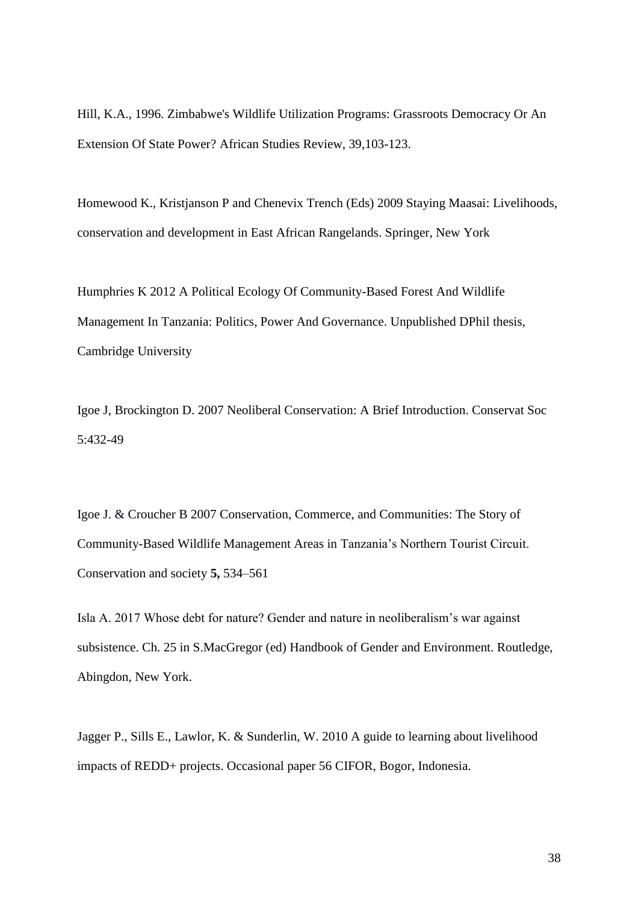Hill, K.A., 1996. Zimbabwe's Wildlife Utilization Programs: Grassroots Democracy Or An Extension Of State Power? African Studies Review, 39,103-123.

Homewood K., Kristjanson P and Chenevix Trench (Eds) 2009 Staying Maasai: Livelihoods, conservation and development in East African Rangelands. Springer, New York

Humphries K 2012 A Political Ecology Of Community-Based Forest And Wildlife Management In Tanzania: Politics, Power And Governance. Unpublished DPhil thesis, Cambridge University

Igoe J, Brockington D. 2007 Neoliberal Conservation: A Brief Introduction. Conservat Soc 5:432-49

Igoe J. & Croucher B 2007 Conservation, Commerce, and Communities: The Story of Community-Based Wildlife Management Areas in Tanzania's Northern Tourist Circuit. Conservation and society **5,** 534–561

Isla A. 2017 Whose debt for nature? Gender and nature in neoliberalism's war against subsistence. Ch. 25 in S.MacGregor (ed) Handbook of Gender and Environment. Routledge, Abingdon, New York.

Jagger P., Sills E., Lawlor, K. & Sunderlin, W. 2010 A guide to learning about livelihood impacts of REDD+ projects. Occasional paper 56 CIFOR, Bogor, Indonesia.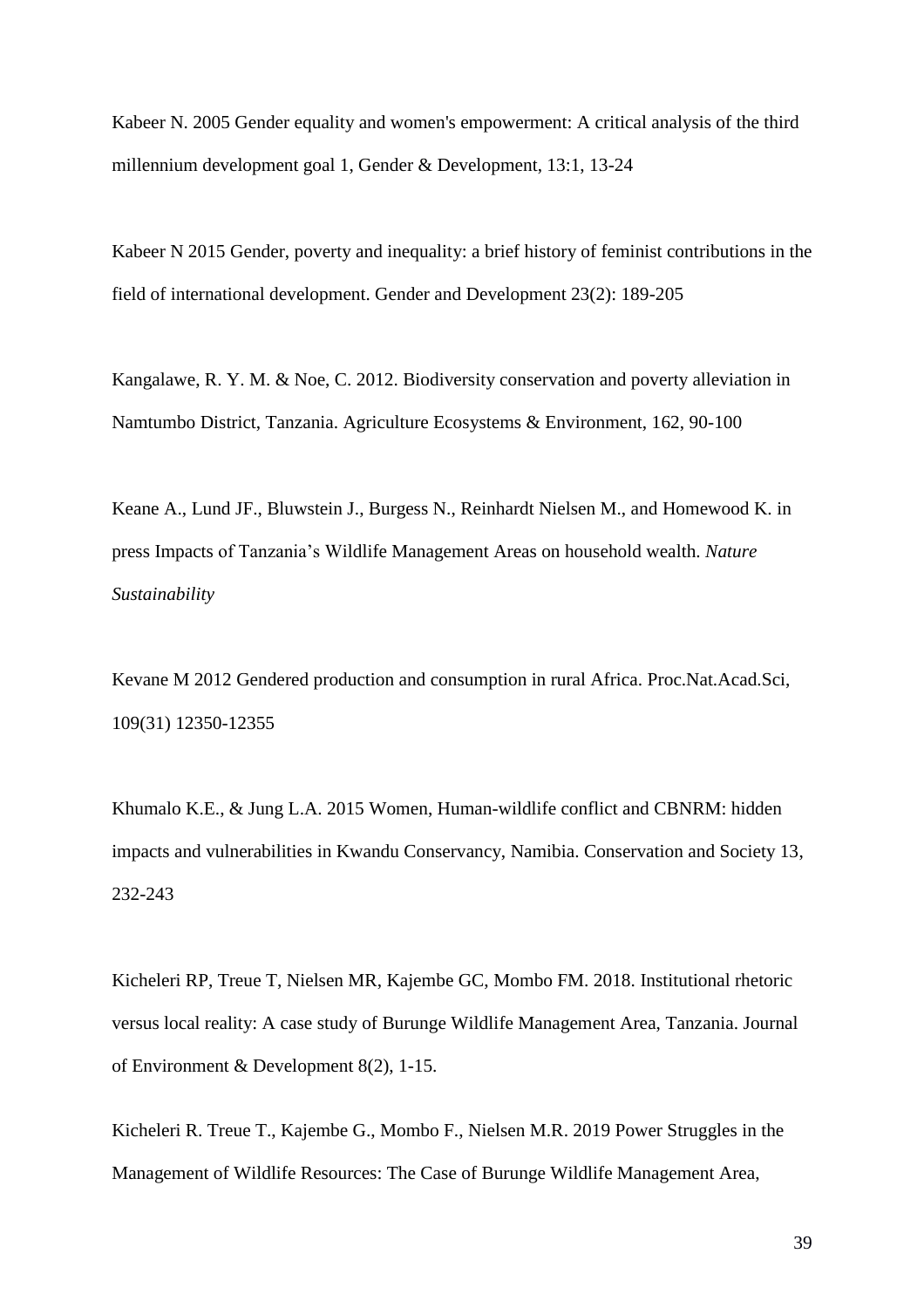Kabeer N. 2005 Gender equality and women's empowerment: A critical analysis of the third millennium development goal 1, Gender & Development, 13:1, 13-24

Kabeer N 2015 Gender, poverty and inequality: a brief history of feminist contributions in the field of international development. Gender and Development 23(2): 189-205

Kangalawe, R. Y. M. & Noe, C. 2012. Biodiversity conservation and poverty alleviation in Namtumbo District, Tanzania. Agriculture Ecosystems & Environment, 162, 90-100

Keane A., Lund JF., Bluwstein J., Burgess N., Reinhardt Nielsen M., and Homewood K. in press Impacts of Tanzania's Wildlife Management Areas on household wealth. *Nature Sustainability*

Kevane M 2012 Gendered production and consumption in rural Africa. Proc.Nat.Acad.Sci, 109(31) 12350-12355

Khumalo K.E., & Jung L.A. 2015 Women, Human-wildlife conflict and CBNRM: hidden impacts and vulnerabilities in Kwandu Conservancy, Namibia. Conservation and Society 13, 232-243

Kicheleri RP, Treue T, Nielsen MR, Kajembe GC, Mombo FM. 2018. Institutional rhetoric versus local reality: A case study of Burunge Wildlife Management Area, Tanzania. Journal of Environment & Development 8(2), 1-15.

Kicheleri R. Treue T., Kajembe G., Mombo F., Nielsen M.R. 2019 Power Struggles in the Management of Wildlife Resources: The Case of Burunge Wildlife Management Area,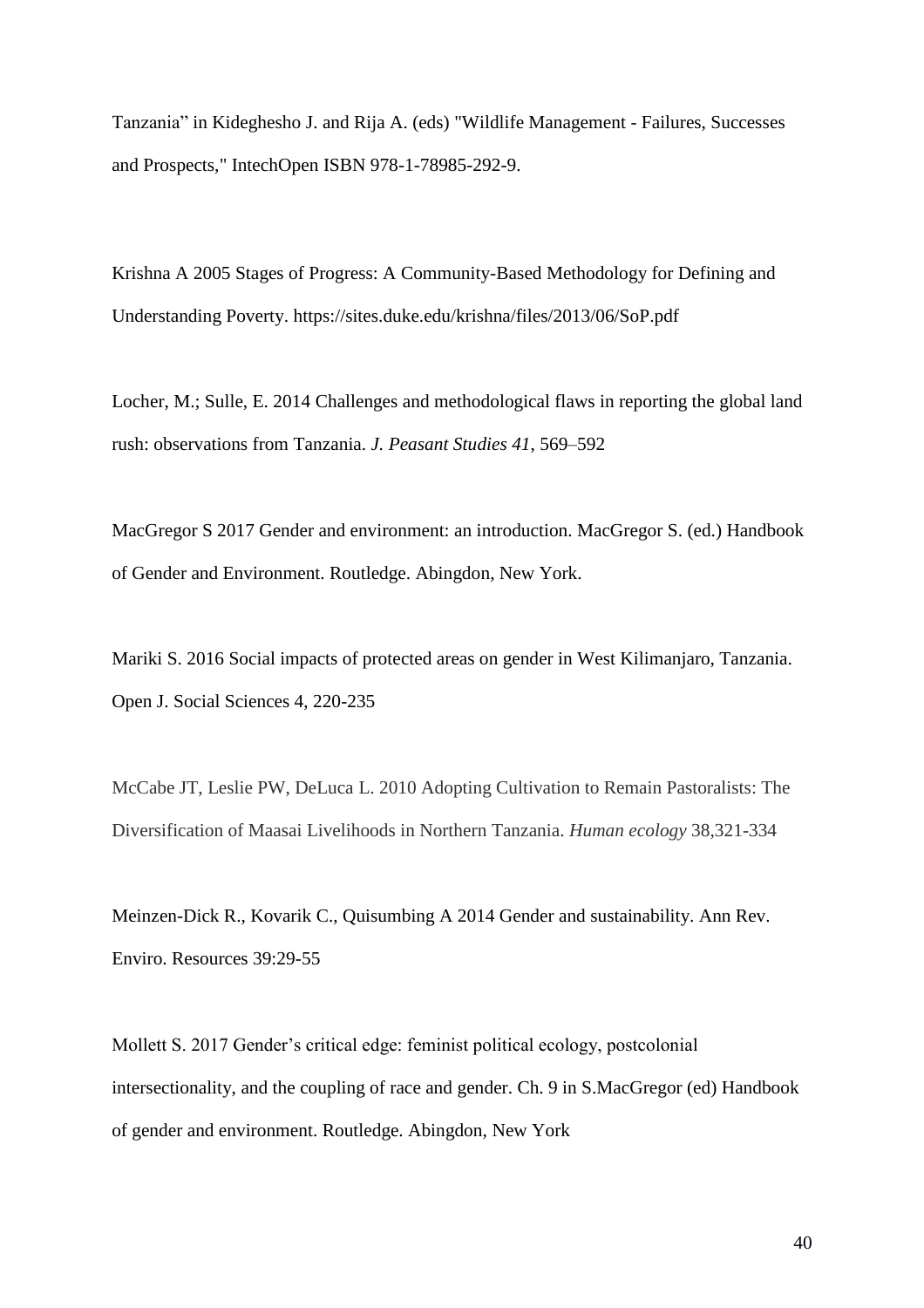Tanzania” in Kideghesho J. and Rija A. (eds) "Wildlife Management - Failures, Successes and Prospects," IntechOpen ISBN 978-1-78985-292-9.

Krishna A 2005 Stages of Progress: A Community-Based Methodology for Defining and Understanding Poverty. https://sites.duke.edu/krishna/files/2013/06/SoP.pdf

Locher, M.; Sulle, E. 2014 Challenges and methodological flaws in reporting the global land rush: observations from Tanzania. *J. Peasant Studies 41*, 569–592

MacGregor S 2017 Gender and environment: an introduction. MacGregor S. (ed.) Handbook of Gender and Environment. Routledge. Abingdon, New York.

Mariki S. 2016 Social impacts of protected areas on gender in West Kilimanjaro, Tanzania. Open J. Social Sciences 4, 220-235

McCabe JT, Leslie PW, DeLuca L. 2010 Adopting Cultivation to Remain Pastoralists: The Diversification of Maasai Livelihoods in Northern Tanzania. *Human ecology* 38,321-334

Meinzen-Dick R., Kovarik C., Quisumbing A 2014 Gender and sustainability. Ann Rev. Enviro. Resources 39:29-55

Mollett S. 2017 Gender’s critical edge: feminist political ecology, postcolonial intersectionality, and the coupling of race and gender. Ch. 9 in S.MacGregor (ed) Handbook of gender and environment. Routledge. Abingdon, New York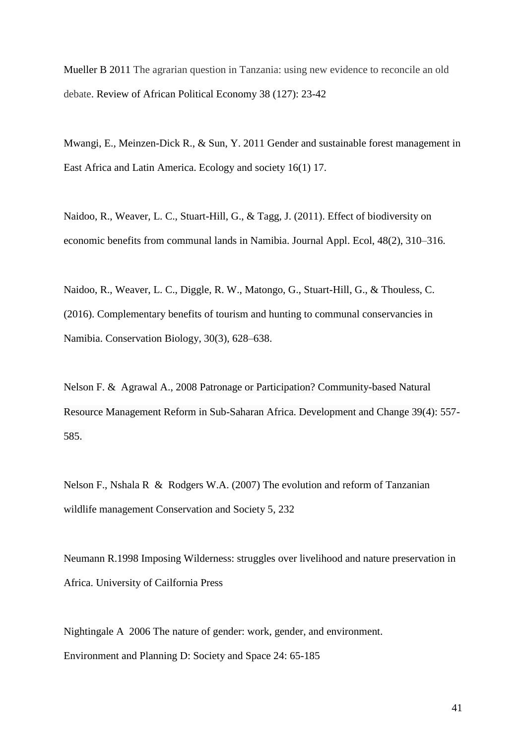Mueller B 2011 The agrarian question in Tanzania: using new evidence to reconcile an old debate. Review of African Political Economy 38 (127): 23-42

Mwangi, E., Meinzen-Dick R., & Sun, Y. 2011 Gender and sustainable forest management in East Africa and Latin America. Ecology and society 16(1) 17.

Naidoo, R., Weaver, L. C., Stuart-Hill, G., & Tagg, J. (2011). Effect of biodiversity on economic benefits from communal lands in Namibia. Journal Appl. Ecol, 48(2), 310–316.

Naidoo, R., Weaver, L. C., Diggle, R. W., Matongo, G., Stuart-Hill, G., & Thouless, C. (2016). Complementary benefits of tourism and hunting to communal conservancies in Namibia. Conservation Biology, 30(3), 628–638.

Nelson F. & Agrawal A., 2008 Patronage or Participation? Community-based Natural Resource Management Reform in Sub-Saharan Africa. Development and Change 39(4): 557-585.

Nelson F., Nshala R & Rodgers W.A. (2007) The evolution and reform of Tanzanian wildlife management Conservation and Society 5, 232

Neumann R.1998 Imposing Wilderness: struggles over livelihood and nature preservation in Africa. University of Cailfornia Press

Nightingale A 2006 The nature of gender: work, gender, and environment. Environment and Planning D: Society and Space 24: 65-185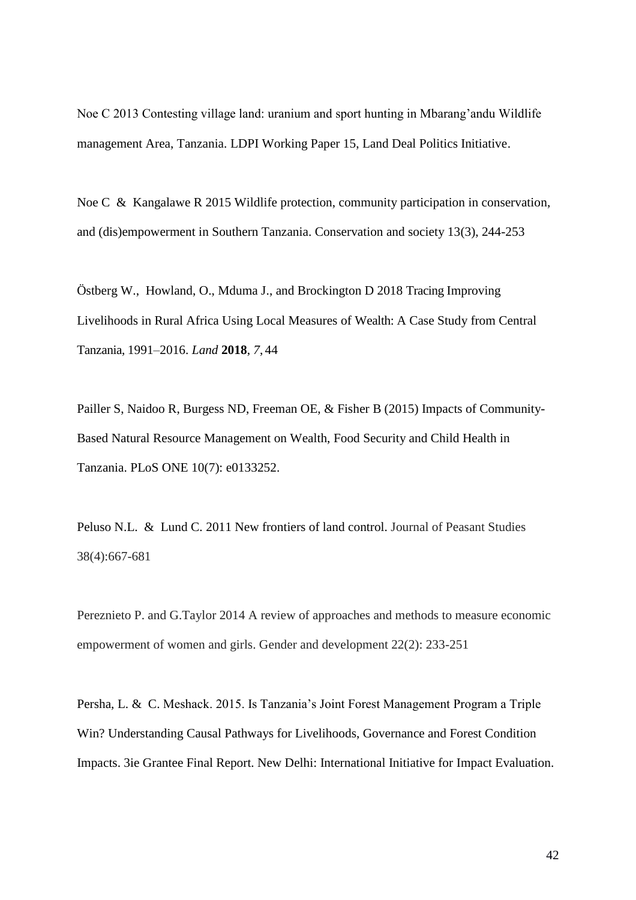Noe C 2013 Contesting village land: uranium and sport hunting in Mbarang'andu Wildlife management Area, Tanzania. LDPI Working Paper 15, Land Deal Politics Initiative.

Noe C & Kangalawe R 2015 Wildlife protection, community participation in conservation, and (dis)empowerment in Southern Tanzania. Conservation and society 13(3), 244-253

Östberg W., Howland, O., Mduma J., and Brockington D 2018 Tracing Improving Livelihoods in Rural Africa Using Local Measures of Wealth: A Case Study from Central Tanzania, 1991–2016. *Land* **2018**, *7*, 44

Pailler S, Naidoo R, Burgess ND, Freeman OE, & Fisher B (2015) Impacts of Community-Based Natural Resource Management on Wealth, Food Security and Child Health in Tanzania. PLoS ONE 10(7): e0133252.

Peluso N.L. & Lund C. 2011 New frontiers of land control. Journal of Peasant Studies 38(4):667-681

Pereznieto P. and G.Taylor 2014 A review of approaches and methods to measure economic empowerment of women and girls. Gender and development 22(2): 233-251

Persha, L. & C. Meshack. 2015. Is Tanzania's Joint Forest Management Program a Triple Win? Understanding Causal Pathways for Livelihoods, Governance and Forest Condition Impacts. 3ie Grantee Final Report. New Delhi: International Initiative for Impact Evaluation.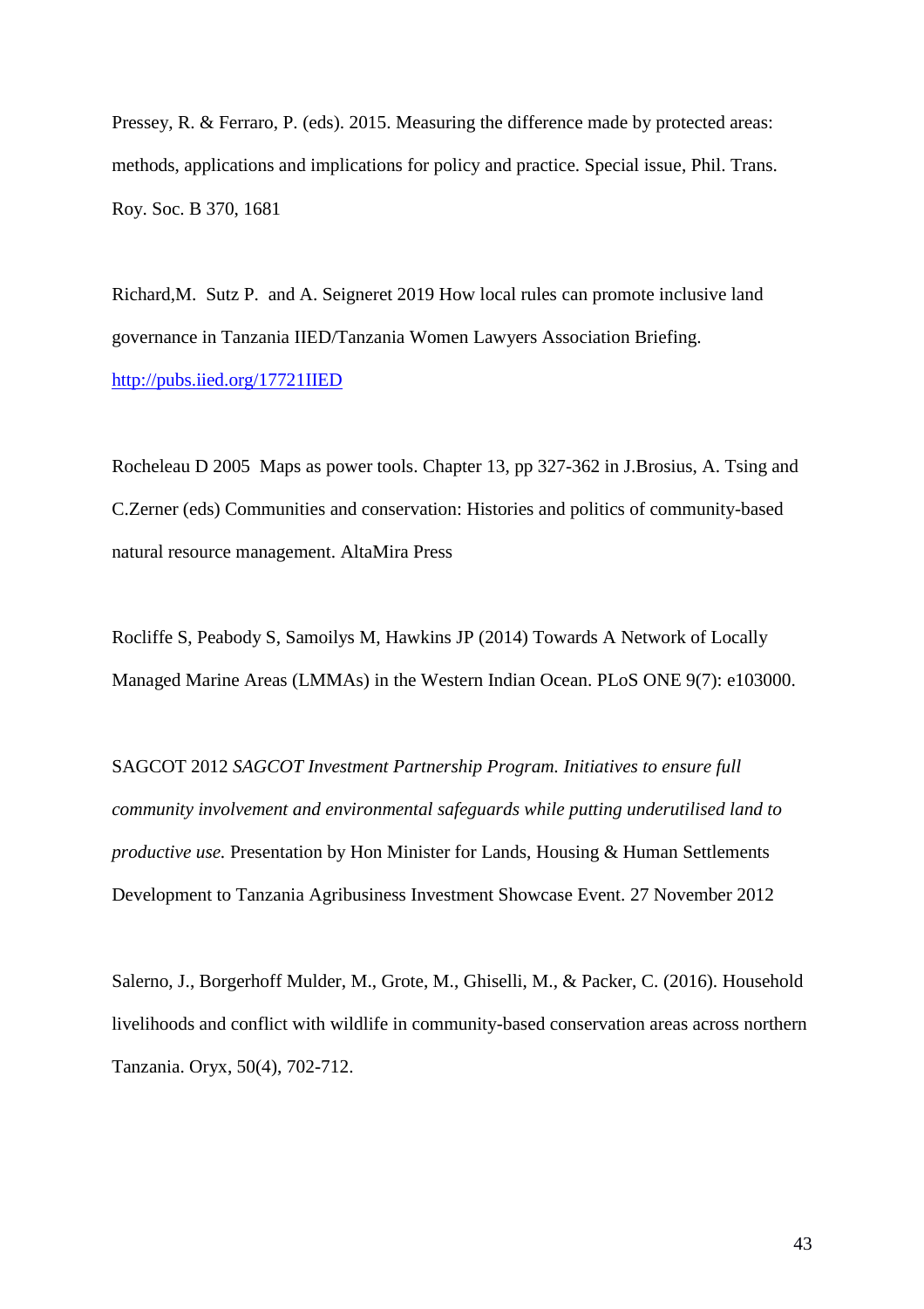Pressey, R. & Ferraro, P. (eds). 2015. Measuring the difference made by protected areas: methods, applications and implications for policy and practice. Special issue, Phil. Trans. Roy. Soc. B 370, 1681

Richard,M. Sutz P. and A. Seigneret 2019 How local rules can promote inclusive land governance in Tanzania IIED/Tanzania Women Lawyers Association Briefing. http://pubs.iied.org/17721IIED

Rocheleau D 2005 Maps as power tools. Chapter 13, pp 327-362 in J.Brosius, A. Tsing and C.Zerner (eds) Communities and conservation: Histories and politics of community-based natural resource management. AltaMira Press

Rocliffe S, Peabody S, Samoilys M, Hawkins JP (2014) Towards A Network of Locally Managed Marine Areas (LMMAs) in the Western Indian Ocean. PLoS ONE 9(7): e103000.

SAGCOT 2012 *SAGCOT Investment Partnership Program. Initiatives to ensure full community involvement and environmental safeguards while putting underutilised land to productive use.* Presentation by Hon Minister for Lands, Housing & Human Settlements Development to Tanzania Agribusiness Investment Showcase Event. 27 November 2012

Salerno, J., Borgerhoff Mulder, M., Grote, M., Ghiselli, M., & Packer, C. (2016). Household livelihoods and conflict with wildlife in community-based conservation areas across northern Tanzania. Oryx, 50(4), 702-712.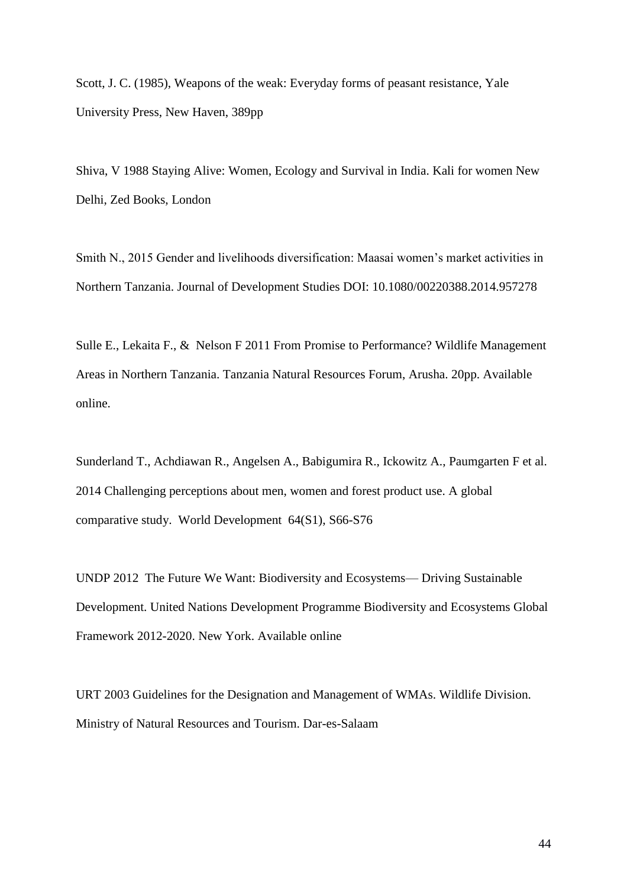Scott, J. C. (1985), Weapons of the weak: Everyday forms of peasant resistance, Yale University Press, New Haven, 389pp

Shiva, V 1988 Staying Alive: Women, Ecology and Survival in India. Kali for women New Delhi, Zed Books, London

Smith N., 2015 Gender and livelihoods diversification: Maasai women's market activities in Northern Tanzania. Journal of Development Studies DOI: 10.1080/00220388.2014.957278

Sulle E., Lekaita F., & Nelson F 2011 From Promise to Performance? Wildlife Management Areas in Northern Tanzania. Tanzania Natural Resources Forum, Arusha. 20pp. Available online.

Sunderland T., Achdiawan R., Angelsen A., Babigumira R., Ickowitz A., Paumgarten F et al. 2014 Challenging perceptions about men, women and forest product use. A global comparative study. World Development 64(S1), S66-S76

UNDP 2012 The Future We Want: Biodiversity and Ecosystems— Driving Sustainable Development. United Nations Development Programme Biodiversity and Ecosystems Global Framework 2012-2020. New York. Available online

URT 2003 Guidelines for the Designation and Management of WMAs. Wildlife Division. Ministry of Natural Resources and Tourism. Dar-es-Salaam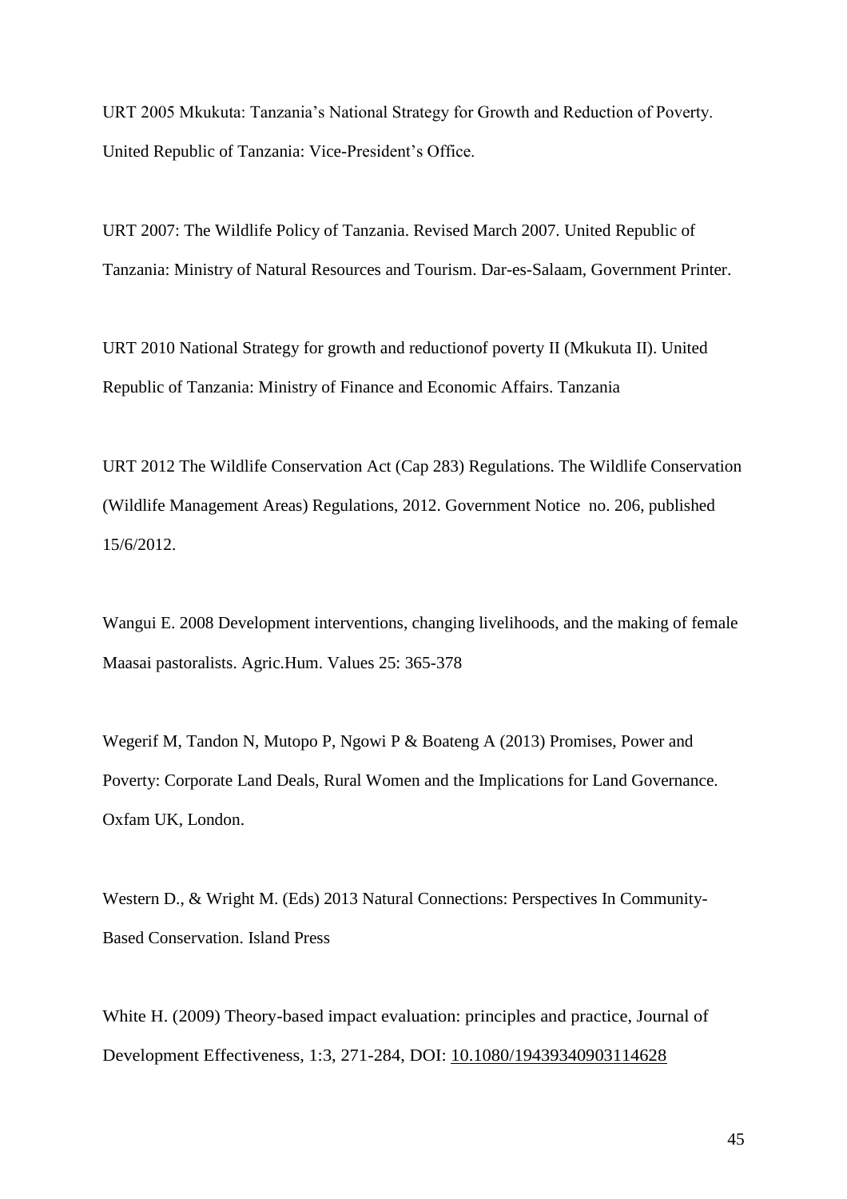URT 2005 Mkukuta: Tanzania's National Strategy for Growth and Reduction of Poverty. United Republic of Tanzania: Vice-President's Office.

URT 2007: The Wildlife Policy of Tanzania. Revised March 2007. United Republic of Tanzania: Ministry of Natural Resources and Tourism. Dar-es-Salaam, Government Printer.

URT 2010 National Strategy for growth and reductionof poverty II (Mkukuta II). United Republic of Tanzania: Ministry of Finance and Economic Affairs. Tanzania

URT 2012 The Wildlife Conservation Act (Cap 283) Regulations. The Wildlife Conservation (Wildlife Management Areas) Regulations, 2012. Government Notice no. 206, published 15/6/2012.

Wangui E. 2008 Development interventions, changing livelihoods, and the making of female Maasai pastoralists. Agric.Hum. Values 25: 365-378

Wegerif M, Tandon N, Mutopo P, Ngowi P & Boateng A (2013) Promises, Power and Poverty: Corporate Land Deals, Rural Women and the Implications for Land Governance. Oxfam UK, London.

Western D., & Wright M. (Eds) 2013 Natural Connections: Perspectives In Community-Based Conservation. Island Press

White H. (2009) Theory-based impact evaluation: principles and practice, Journal of Development Effectiveness, 1:3, 271-284, DOI: 10.1080/19439340903114628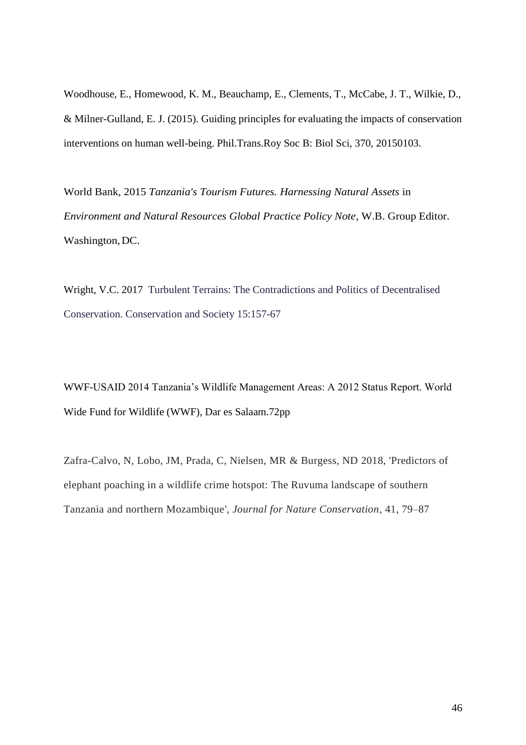Woodhouse, E., Homewood, K. M., Beauchamp, E., Clements, T., McCabe, J. T., Wilkie, D., & Milner-Gulland, E. J. (2015). Guiding principles for evaluating the impacts of conservation interventions on human well-being. Phil.Trans.Roy Soc B: Biol Sci, 370, 20150103.

World Bank, 2015 *Tanzania's Tourism Futures. Harnessing Natural Assets* in *Environment and Natural Resources Global Practice Policy Note*, W.B. Group Editor. Washington, DC.

Wright, V.C. 2017 Turbulent Terrains: The Contradictions and Politics of Decentralised Conservation. Conservation and Society 15:157-67

WWF-USAID 2014 Tanzania's Wildlife Management Areas: A 2012 Status Report. World Wide Fund for Wildlife (WWF), Dar es Salaam.72pp

Zafra-Calvo, N, Lobo, JM, Prada, C, Nielsen, MR & Burgess, ND 2018, 'Predictors of elephant poaching in a wildlife crime hotspot: The Ruvuma landscape of southern Tanzania and northern Mozambique', *Journal for Nature Conservation*, 41, 79–87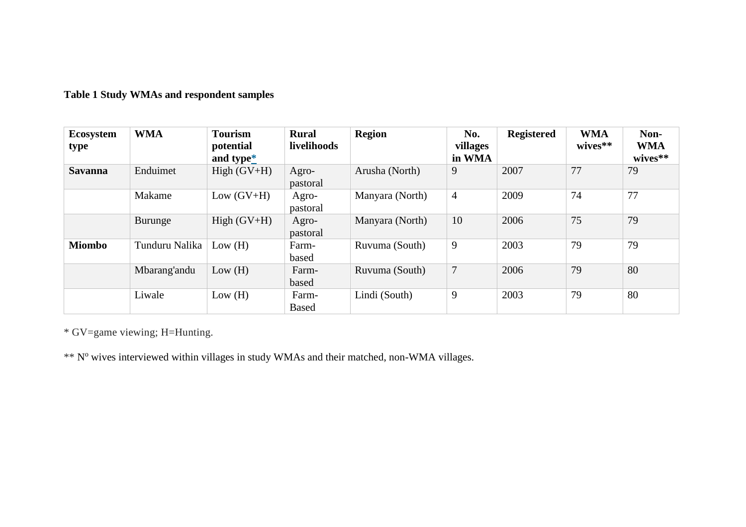**Table 1 Study WMAs and respondent samples**

| Ecosystem type | WMA | Tourism potential and type* | Rural livelihoods | Region | No. villages in WMA | Registered | WMA wives** | Non-WMA wives** |
|---|---|---|---|---|---|---|---|---|
| **Savanna** | Enduimet | High (GV+H) | Agro-pastoral | Arusha (North) | 9 | 2007 | 77 | 79 |
| | Makame | Low (GV+H) | Agro-pastoral | Manyara (North) | 4 | 2009 | 74 | 77 |
| | Burunge | High (GV+H) | Agro-pastoral | Manyara (North) | 10 | 2006 | 75 | 79 |
| **Miombo** | Tunduru Nalika | Low (H) | Farm-based | Ruvuma (South) | 9 | 2003 | 79 | 79 |
| | Mbarang'andu | Low (H) | Farm-based | Ruvuma (South) | 7 | 2006 | 79 | 80 |
| | Liwale | Low (H) | Farm-Based | Lindi (South) | 9 | 2003 | 79 | 80 |

* GV=game viewing; H=Hunting.

** Nº wives interviewed within villages in study WMAs and their matched, non-WMA villages.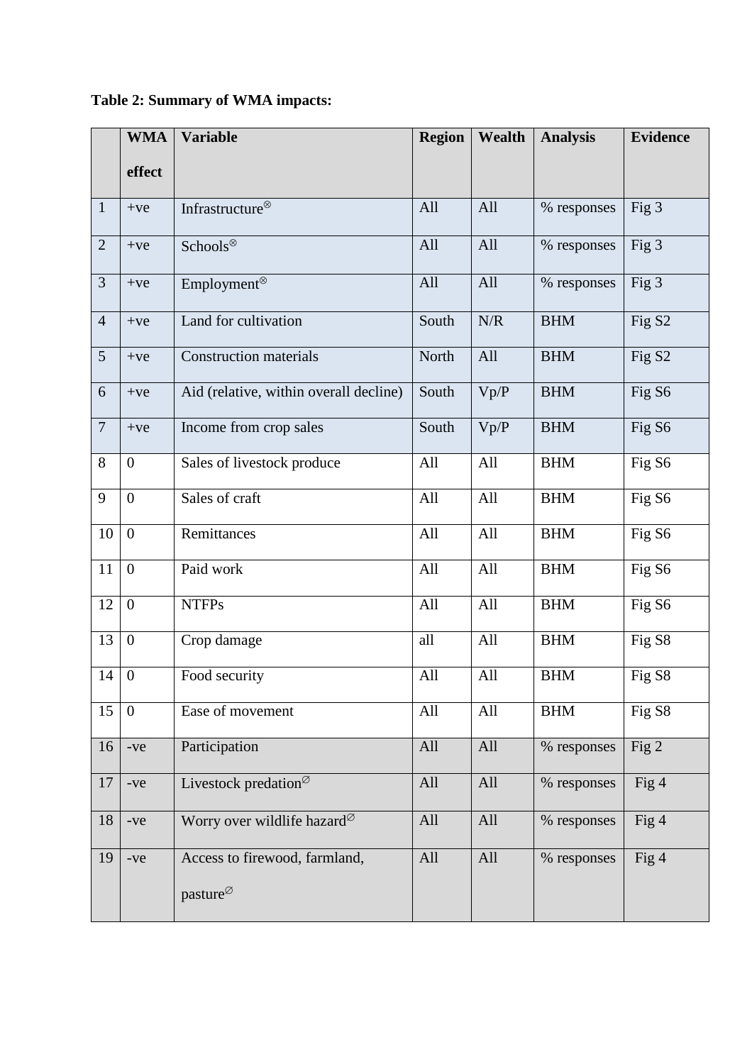**Table 2: Summary of WMA impacts:**

| | WMA effect | Variable | Region | Wealth | Analysis | Evidence |
|---|---|---|---|---|---|---|
| 1 | +ve | Infrastructure⊗ | All | All | % responses | Fig 3 |
| 2 | +ve | Schools⊗ | All | All | % responses | Fig 3 |
| 3 | +ve | Employment⊗ | All | All | % responses | Fig 3 |
| 4 | +ve | Land for cultivation | South | N/R | BHM | Fig S2 |
| 5 | +ve | Construction materials | North | All | BHM | Fig S2 |
| 6 | +ve | Aid (relative, within overall decline) | South | Vp/P | BHM | Fig S6 |
| 7 | +ve | Income from crop sales | South | Vp/P | BHM | Fig S6 |
| 8 | 0 | Sales of livestock produce | All | All | BHM | Fig S6 |
| 9 | 0 | Sales of craft | All | All | BHM | Fig S6 |
| 10 | 0 | Remittances | All | All | BHM | Fig S6 |
| 11 | 0 | Paid work | All | All | BHM | Fig S6 |
| 12 | 0 | NTFPs | All | All | BHM | Fig S6 |
| 13 | 0 | Crop damage | all | All | BHM | Fig S8 |
| 14 | 0 | Food security | All | All | BHM | Fig S8 |
| 15 | 0 | Ease of movement | All | All | BHM | Fig S8 |
| 16 | -ve | Participation | All | All | % responses | Fig 2 |
| 17 | -ve | Livestock predation∅ | All | All | % responses | Fig 4 |
| 18 | -ve | Worry over wildlife hazard∅ | All | All | % responses | Fig 4 |
| 19 | -ve | Access to firewood, farmland, pasture∅ | All | All | % responses | Fig 4 |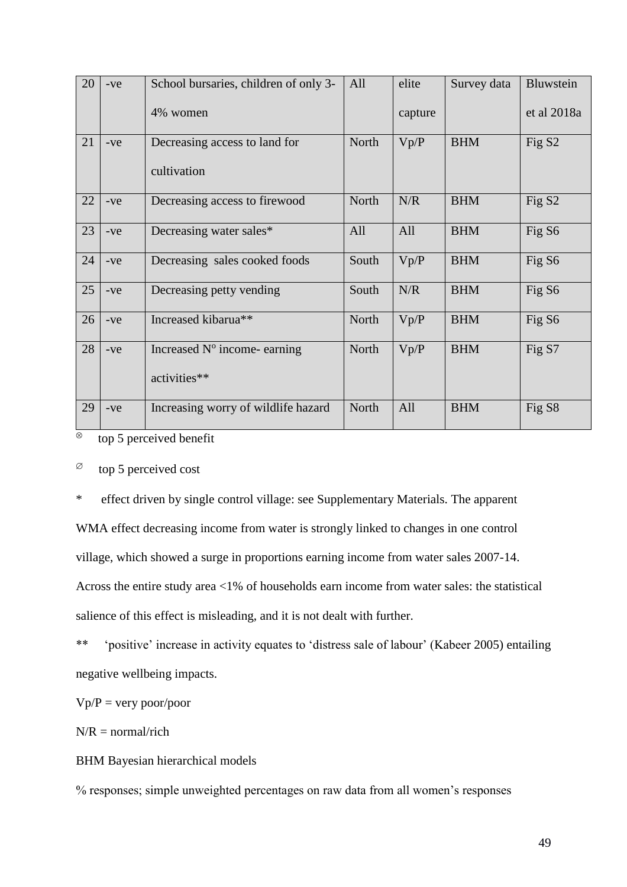| | | | | | | |
|---|---|---|---|---|---|---|
| 20 | -ve | School bursaries, children of only 3-4% women | All | elite capture | Survey data | Bluwstein et al 2018a |
| 21 | -ve | Decreasing access to land for cultivation | North | Vp/P | BHM | Fig S2 |
| 22 | -ve | Decreasing access to firewood | North | N/R | BHM | Fig S2 |
| 23 | -ve | Decreasing water sales* | All | All | BHM | Fig S6 |
| 24 | -ve | Decreasing sales cooked foods | South | Vp/P | BHM | Fig S6 |
| 25 | -ve | Decreasing petty vending | South | N/R | BHM | Fig S6 |
| 26 | -ve | Increased kibarua** | North | Vp/P | BHM | Fig S6 |
| 28 | -ve | Increased N° income- earning activities** | North | Vp/P | BHM | Fig S7 |
| 29 | -ve | Increasing worry of wildlife hazard | North | All | BHM | Fig S8 |

⊗ top 5 perceived benefit

∅ top 5 perceived cost

\* effect driven by single control village: see Supplementary Materials. The apparent WMA effect decreasing income from water is strongly linked to changes in one control village, which showed a surge in proportions earning income from water sales 2007-14. Across the entire study area <1% of households earn income from water sales: the statistical salience of this effect is misleading, and it is not dealt with further.

** 'positive' increase in activity equates to 'distress sale of labour' (Kabeer 2005) entailing negative wellbeing impacts.

Vp/P = very poor/poor

N/R = normal/rich

BHM Bayesian hierarchical models

% responses; simple unweighted percentages on raw data from all women's responses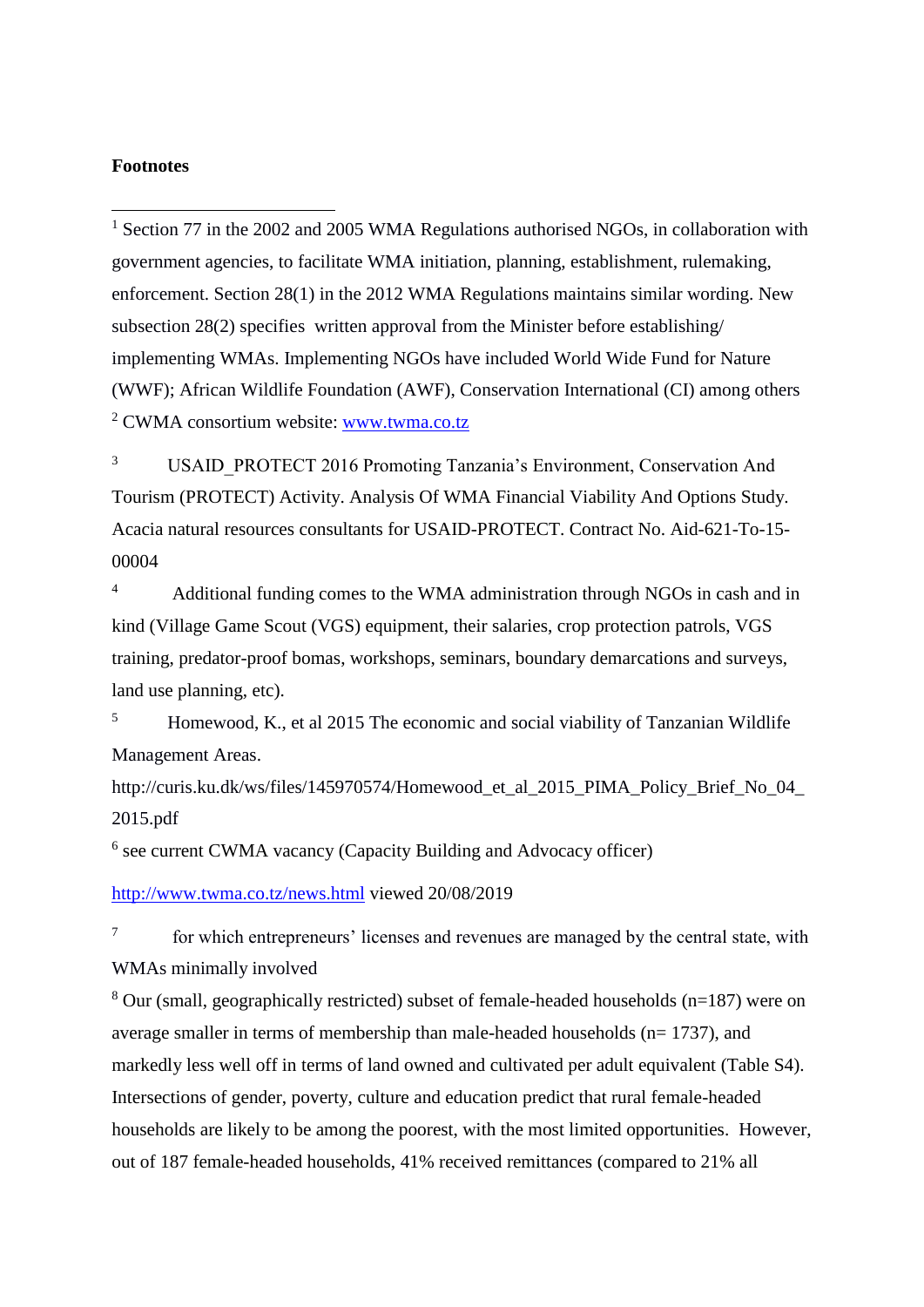**Footnotes**

[1] Section 77 in the 2002 and 2005 WMA Regulations authorised NGOs, in collaboration with government agencies, to facilitate WMA initiation, planning, establishment, rulemaking, enforcement. Section 28(1) in the 2012 WMA Regulations maintains similar wording. New subsection 28(2) specifies written approval from the Minister before establishing/ implementing WMAs. Implementing NGOs have included World Wide Fund for Nature (WWF); African Wildlife Foundation (AWF), Conservation International (CI) among others

[2] CWMA consortium website: www.twma.co.tz

[3] USAID_PROTECT 2016 Promoting Tanzania's Environment, Conservation And Tourism (PROTECT) Activity. Analysis Of WMA Financial Viability And Options Study. Acacia natural resources consultants for USAID-PROTECT. Contract No. Aid-621-To-15-00004

[4] Additional funding comes to the WMA administration through NGOs in cash and in kind (Village Game Scout (VGS) equipment, their salaries, crop protection patrols, VGS training, predator-proof bomas, workshops, seminars, boundary demarcations and surveys, land use planning, etc).

[5] Homewood, K., et al 2015 The economic and social viability of Tanzanian Wildlife Management Areas. http://curis.ku.dk/ws/files/145970574/Homewood_et_al_2015_PIMA_Policy_Brief_No_04_2015.pdf

[6] see current CWMA vacancy (Capacity Building and Advocacy officer)

http://www.twma.co.tz/news.html viewed 20/08/2019

[7] for which entrepreneurs' licenses and revenues are managed by the central state, with WMAs minimally involved

[8] Our (small, geographically restricted) subset of female-headed households (n=187) were on average smaller in terms of membership than male-headed households (n= 1737), and markedly less well off in terms of land owned and cultivated per adult equivalent (Table S4). Intersections of gender, poverty, culture and education predict that rural female-headed households are likely to be among the poorest, with the most limited opportunities. However, out of 187 female-headed households, 41% received remittances (compared to 21% all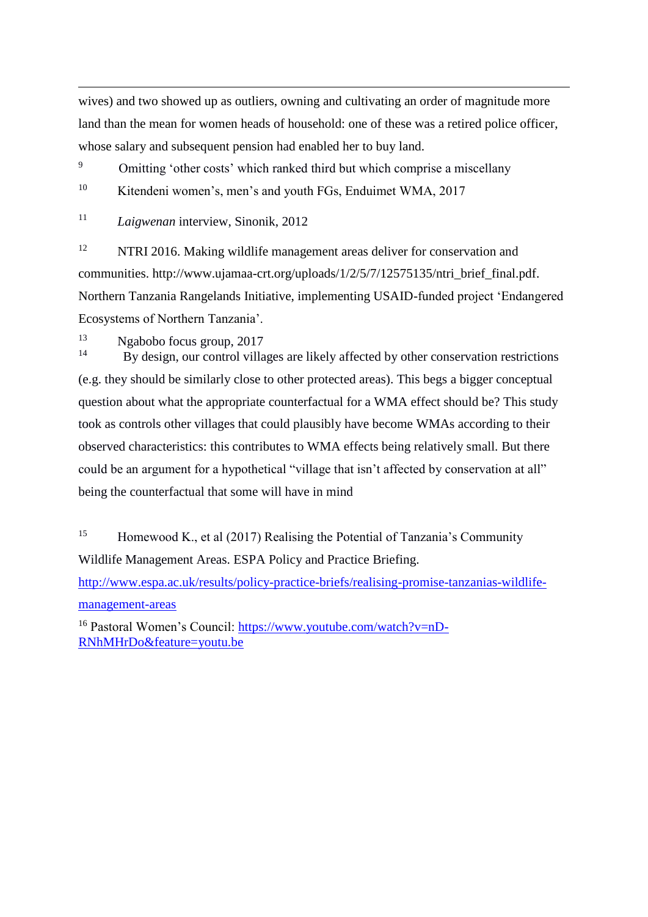wives) and two showed up as outliers, owning and cultivating an order of magnitude more land than the mean for women heads of household: one of these was a retired police officer, whose salary and subsequent pension had enabled her to buy land.

[9] Omitting 'other costs' which ranked third but which comprise a miscellany

[10] Kitendeni women's, men's and youth FGs, Enduimet WMA, 2017

[11] *Laigwenan* interview, Sinonik, 2012

[12] NTRI 2016. Making wildlife management areas deliver for conservation and communities. http://www.ujamaa-crt.org/uploads/1/2/5/7/12575135/ntri_brief_final.pdf. Northern Tanzania Rangelands Initiative, implementing USAID-funded project 'Endangered Ecosystems of Northern Tanzania'.

[13] Ngabobo focus group, 2017

[14] By design, our control villages are likely affected by other conservation restrictions (e.g. they should be similarly close to other protected areas). This begs a bigger conceptual question about what the appropriate counterfactual for a WMA effect should be? This study took as controls other villages that could plausibly have become WMAs according to their observed characteristics: this contributes to WMA effects being relatively small. But there could be an argument for a hypothetical "village that isn't affected by conservation at all" being the counterfactual that some will have in mind

[15] Homewood K., et al (2017) Realising the Potential of Tanzania's Community Wildlife Management Areas. ESPA Policy and Practice Briefing. http://www.espa.ac.uk/results/policy-practice-briefs/realising-promise-tanzanias-wildlife-management-areas

[16] Pastoral Women's Council: https://www.youtube.com/watch?v=nD-RNhMHrDo&feature=youtu.be